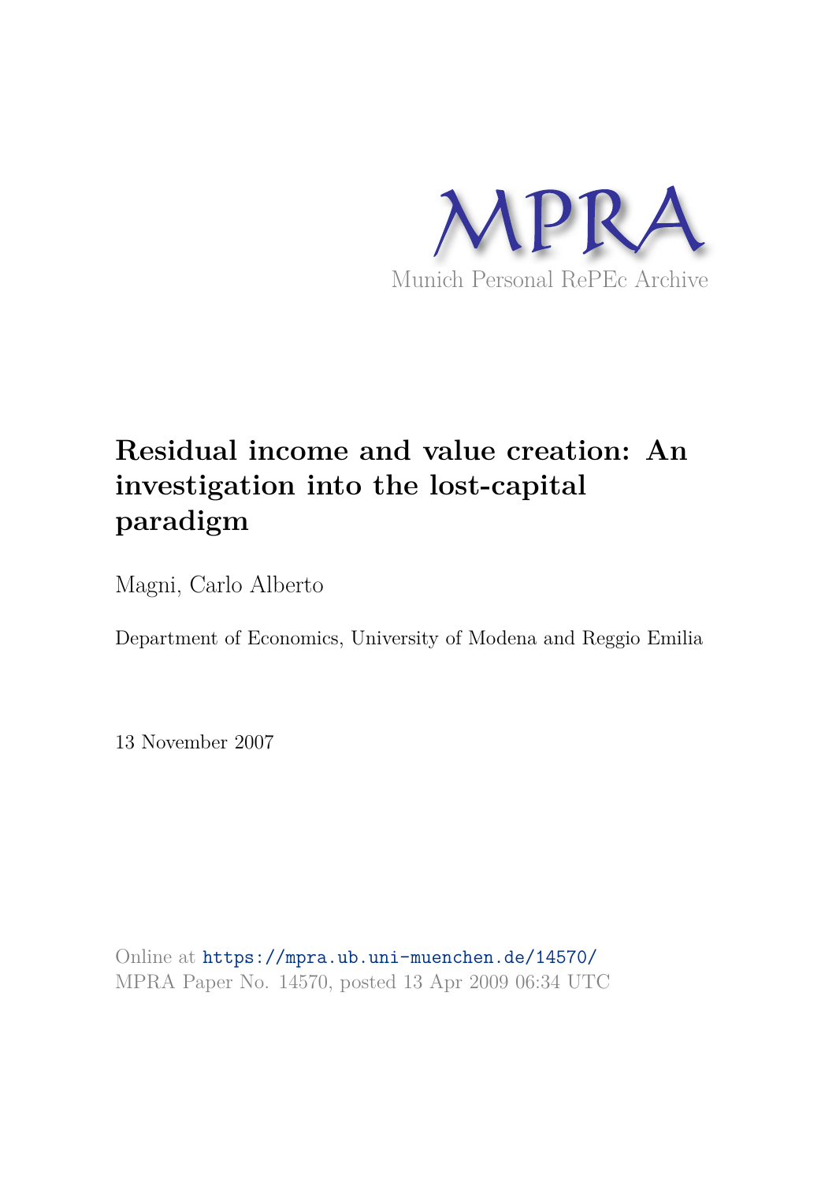MPRA

Munich Personal RePEc Archive

# Residual income and value creation: An investigation into the lost-capital paradigm

Magni, Carlo Alberto

Department of Economics, University of Modena and Reggio Emilia

13 November 2007

Online at https://mpra.ub.uni-muenchen.de/14570/
MPRA Paper No. 14570, posted 13 Apr 2009 06:34 UTC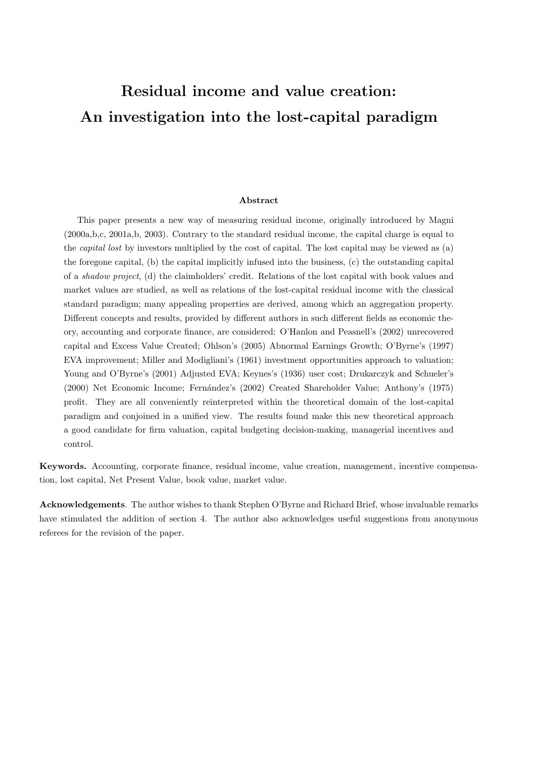# Residual income and value creation: An investigation into the lost-capital paradigm

**Abstract**

This paper presents a new way of measuring residual income, originally introduced by Magni (2000a,b,c, 2001a,b, 2003). Contrary to the standard residual income, the capital charge is equal to the *capital lost* by investors multiplied by the cost of capital. The lost capital may be viewed as (a) the foregone capital, (b) the capital implicitly infused into the business, (c) the outstanding capital of a *shadow project*, (d) the claimholders' credit. Relations of the lost capital with book values and market values are studied, as well as relations of the lost-capital residual income with the classical standard paradigm; many appealing properties are derived, among which an aggregation property. Different concepts and results, provided by different authors in such different fields as economic theory, accounting and corporate finance, are considered: O'Hanlon and Peasnell's (2002) unrecovered capital and Excess Value Created; Ohlson's (2005) Abnormal Earnings Growth; O'Byrne's (1997) EVA improvement; Miller and Modigliani's (1961) investment opportunities approach to valuation; Young and O'Byrne's (2001) Adjusted EVA; Keynes's (1936) user cost; Drukarczyk and Schueler's (2000) Net Economic Income; Fernández's (2002) Created Shareholder Value; Anthony's (1975) profit. They are all conveniently reinterpreted within the theoretical domain of the lost-capital paradigm and conjoined in a unified view. The results found make this new theoretical approach a good candidate for firm valuation, capital budgeting decision-making, managerial incentives and control.

**Keywords.** Accounting, corporate finance, residual income, value creation, management, incentive compensation, lost capital, Net Present Value, book value, market value.

**Acknowledgements**. The author wishes to thank Stephen O'Byrne and Richard Brief, whose invaluable remarks have stimulated the addition of section 4. The author also acknowledges useful suggestions from anonymous referees for the revision of the paper.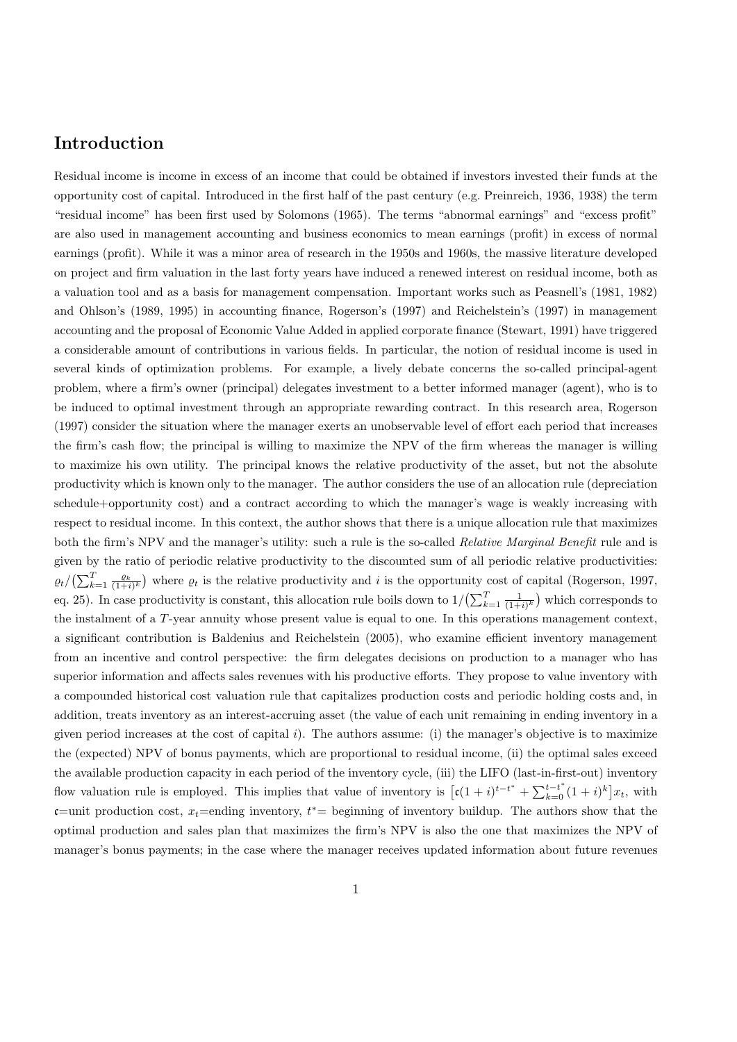# Introduction

Residual income is income in excess of an income that could be obtained if investors invested their funds at the opportunity cost of capital. Introduced in the first half of the past century (e.g. Preinreich, 1936, 1938) the term "residual income" has been first used by Solomons (1965). The terms "abnormal earnings" and "excess profit" are also used in management accounting and business economics to mean earnings (profit) in excess of normal earnings (profit). While it was a minor area of research in the 1950s and 1960s, the massive literature developed on project and firm valuation in the last forty years have induced a renewed interest on residual income, both as a valuation tool and as a basis for management compensation. Important works such as Peasnell's (1981, 1982) and Ohlson's (1989, 1995) in accounting finance, Rogerson's (1997) and Reichelstein's (1997) in management accounting and the proposal of Economic Value Added in applied corporate finance (Stewart, 1991) have triggered a considerable amount of contributions in various fields. In particular, the notion of residual income is used in several kinds of optimization problems. For example, a lively debate concerns the so-called principal-agent problem, where a firm's owner (principal) delegates investment to a better informed manager (agent), who is to be induced to optimal investment through an appropriate rewarding contract. In this research area, Rogerson (1997) consider the situation where the manager exerts an unobservable level of effort each period that increases the firm's cash flow; the principal is willing to maximize the NPV of the firm whereas the manager is willing to maximize his own utility. The principal knows the relative productivity of the asset, but not the absolute productivity which is known only to the manager. The author considers the use of an allocation rule (depreciation schedule+opportunity cost) and a contract according to which the manager's wage is weakly increasing with respect to residual income. In this context, the author shows that there is a unique allocation rule that maximizes both the firm's NPV and the manager's utility: such a rule is the so-called *Relative Marginal Benefit* rule and is given by the ratio of periodic relative productivity to the discounted sum of all periodic relative productivities: $\varrho_t/\big(\sum_{k=1}^{T}\frac{\varrho_k}{(1+i)^k}\big)$ where $\varrho_t$ is the relative productivity and $i$ is the opportunity cost of capital (Rogerson, 1997, eq. 25). In case productivity is constant, this allocation rule boils down to $1/\big(\sum_{k=1}^{T}\frac{1}{(1+i)^k}\big)$ which corresponds to the instalment of a $T$-year annuity whose present value is equal to one. In this operations management context, a significant contribution is Baldenius and Reichelstein (2005), who examine efficient inventory management from an incentive and control perspective: the firm delegates decisions on production to a manager who has superior information and affects sales revenues with his productive efforts. They propose to value inventory with a compounded historical cost valuation rule that capitalizes production costs and periodic holding costs and, in addition, treats inventory as an interest-accruing asset (the value of each unit remaining in ending inventory in a given period increases at the cost of capital $i$). The authors assume: (i) the manager's objective is to maximize the (expected) NPV of bonus payments, which are proportional to residual income, (ii) the optimal sales exceed the available production capacity in each period of the inventory cycle, (iii) the LIFO (last-in-first-out) inventory flow valuation rule is employed. This implies that value of inventory is $\big[\mathfrak{c}(1+i)^{t-t^*}+\sum_{k=0}^{t-t^*}(1+i)^k\big]x_t$, with $\mathfrak{c}$=unit production cost, $x_t$=ending inventory, $t^*$= beginning of inventory buildup. The authors show that the optimal production and sales plan that maximizes the firm's NPV is also the one that maximizes the NPV of manager's bonus payments; in the case where the manager receives updated information about future revenues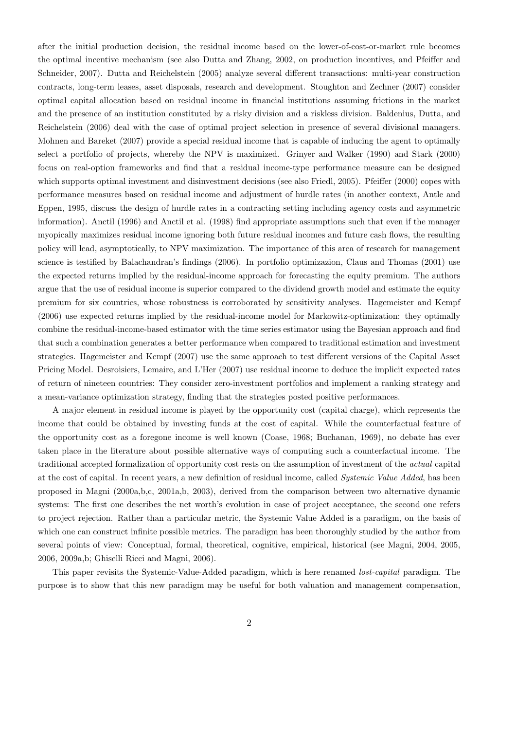after the initial production decision, the residual income based on the lower-of-cost-or-market rule becomes the optimal incentive mechanism (see also Dutta and Zhang, 2002, on production incentives, and Pfeiffer and Schneider, 2007). Dutta and Reichelstein (2005) analyze several different transactions: multi-year construction contracts, long-term leases, asset disposals, research and development. Stoughton and Zechner (2007) consider optimal capital allocation based on residual income in financial institutions assuming frictions in the market and the presence of an institution constituted by a risky division and a riskless division. Baldenius, Dutta, and Reichelstein (2006) deal with the case of optimal project selection in presence of several divisional managers. Mohnen and Bareket (2007) provide a special residual income that is capable of inducing the agent to optimally select a portfolio of projects, whereby the NPV is maximized. Grinyer and Walker (1990) and Stark (2000) focus on real-option frameworks and find that a residual income-type performance measure can be designed which supports optimal investment and disinvestment decisions (see also Friedl, 2005). Pfeiffer (2000) copes with performance measures based on residual income and adjustment of hurdle rates (in another context, Antle and Eppen, 1995, discuss the design of hurdle rates in a contracting setting including agency costs and asymmetric information). Anctil (1996) and Anctil et al. (1998) find appropriate assumptions such that even if the manager myopically maximizes residual income ignoring both future residual incomes and future cash flows, the resulting policy will lead, asymptotically, to NPV maximization. The importance of this area of research for management science is testified by Balachandran's findings (2006). In portfolio optimizazion, Claus and Thomas (2001) use the expected returns implied by the residual-income approach for forecasting the equity premium. The authors argue that the use of residual income is superior compared to the dividend growth model and estimate the equity premium for six countries, whose robustness is corroborated by sensitivity analyses. Hagemeister and Kempf (2006) use expected returns implied by the residual-income model for Markowitz-optimization: they optimally combine the residual-income-based estimator with the time series estimator using the Bayesian approach and find that such a combination generates a better performance when compared to traditional estimation and investment strategies. Hagemeister and Kempf (2007) use the same approach to test different versions of the Capital Asset Pricing Model. Desroisiers, Lemaire, and L'Her (2007) use residual income to deduce the implicit expected rates of return of nineteen countries: They consider zero-investment portfolios and implement a ranking strategy and a mean-variance optimization strategy, finding that the strategies posted positive performances.

A major element in residual income is played by the opportunity cost (capital charge), which represents the income that could be obtained by investing funds at the cost of capital. While the counterfactual feature of the opportunity cost as a foregone income is well known (Coase, 1968; Buchanan, 1969), no debate has ever taken place in the literature about possible alternative ways of computing such a counterfactual income. The traditional accepted formalization of opportunity cost rests on the assumption of investment of the *actual* capital at the cost of capital. In recent years, a new definition of residual income, called *Systemic Value Added*, has been proposed in Magni (2000a,b,c, 2001a,b, 2003), derived from the comparison between two alternative dynamic systems: The first one describes the net worth's evolution in case of project acceptance, the second one refers to project rejection. Rather than a particular metric, the Systemic Value Added is a paradigm, on the basis of which one can construct infinite possible metrics. The paradigm has been thoroughly studied by the author from several points of view: Conceptual, formal, theoretical, cognitive, empirical, historical (see Magni, 2004, 2005, 2006, 2009a,b; Ghiselli Ricci and Magni, 2006).

This paper revisits the Systemic-Value-Added paradigm, which is here renamed *lost-capital* paradigm. The purpose is to show that this new paradigm may be useful for both valuation and management compensation,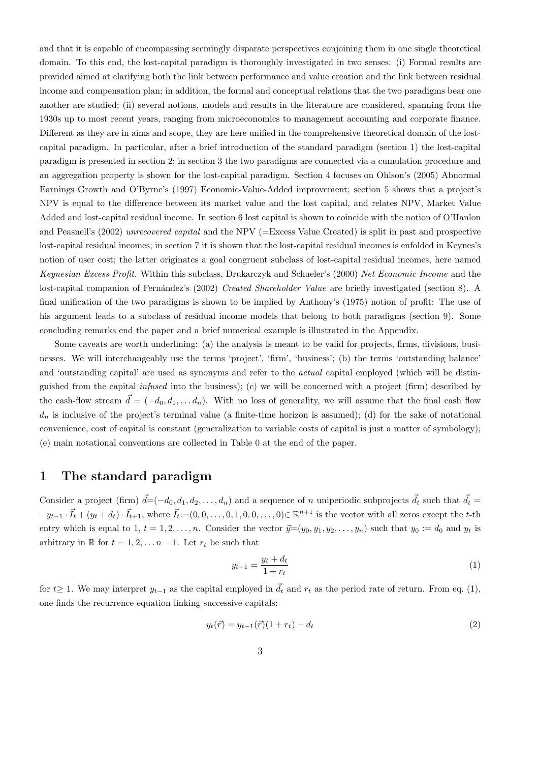and that it is capable of encompassing seemingly disparate perspectives conjoining them in one single theoretical domain. To this end, the lost-capital paradigm is thoroughly investigated in two senses: (i) Formal results are provided aimed at clarifying both the link between performance and value creation and the link between residual income and compensation plan; in addition, the formal and conceptual relations that the two paradigms bear one another are studied; (ii) several notions, models and results in the literature are considered, spanning from the 1930s up to most recent years, ranging from microeconomics to management accounting and corporate finance. Different as they are in aims and scope, they are here unified in the comprehensive theoretical domain of the lost-capital paradigm. In particular, after a brief introduction of the standard paradigm (section 1) the lost-capital paradigm is presented in section 2; in section 3 the two paradigms are connected via a cumulation procedure and an aggregation property is shown for the lost-capital paradigm. Section 4 focuses on Ohlson's (2005) Abnormal Earnings Growth and O'Byrne's (1997) Economic-Value-Added improvement; section 5 shows that a project's NPV is equal to the difference between its market value and the lost capital, and relates NPV, Market Value Added and lost-capital residual income. In section 6 lost capital is shown to coincide with the notion of O'Hanlon and Peasnell's (2002) *unrecovered capital* and the NPV (=Excess Value Created) is split in past and prospective lost-capital residual incomes; in section 7 it is shown that the lost-capital residual incomes is enfolded in Keynes's notion of user cost; the latter originates a goal congruent subclass of lost-capital residual incomes, here named *Keynesian Excess Profit*. Within this subclass, Drukarczyk and Schueler's (2000) *Net Economic Income* and the lost-capital companion of Fernández's (2002) *Created Shareholder Value* are briefly investigated (section 8). A final unification of the two paradigms is shown to be implied by Anthony's (1975) notion of profit: The use of his argument leads to a subclass of residual income models that belong to both paradigms (section 9). Some concluding remarks end the paper and a brief numerical example is illustrated in the Appendix.

Some caveats are worth underlining: (a) the analysis is meant to be valid for projects, firms, divisions, businesses. We will interchangeably use the terms 'project', 'firm', 'business'; (b) the terms 'outstanding balance' and 'outstanding capital' are used as synonyms and refer to the *actual* capital employed (which will be distinguished from the capital *infused* into the business); (c) we will be concerned with a project (firm) described by the cash-flow stream $\vec{d} = (-d_0, d_1, \ldots d_n)$. With no loss of generality, we will assume that the final cash flow $d_n$ is inclusive of the project's terminal value (a finite-time horizon is assumed); (d) for the sake of notational convenience, cost of capital is constant (generalization to variable costs of capital is just a matter of symbology); (e) main notational conventions are collected in Table 0 at the end of the paper.

# 1 The standard paradigm

Consider a project (firm) $\vec{d}=(-d_0, d_1, d_2, \ldots, d_n)$ and a sequence of $n$ uniperiodic subprojects $\vec{d_t}$ such that $\vec{d_t} = -y_{t-1} \cdot \vec{I_t} + (y_t + d_t) \cdot \vec{I}_{t+1}$, where $\vec{I_t}:=(0, 0, \ldots, 0, 1, 0, 0, \ldots, 0) \in \mathbb{R}^{n+1}$ is the vector with all zeros except the $t$-th entry which is equal to 1, $t = 1, 2, \ldots, n$. Consider the vector $\vec{y}=(y_0, y_1, y_2, \ldots, y_n)$ such that $y_0 := d_0$ and $y_t$ is arbitrary in $\mathbb{R}$ for $t = 1, 2, \ldots n-1$. Let $r_t$ be such that

$$y_{t-1} = \frac{y_t + d_t}{1 + r_t} \tag{1}$$

for $t \geq 1$. We may interpret $y_{t-1}$ as the capital employed in $\vec{d_t}$ and $r_t$ as the period rate of return. From eq. (1), one finds the recurrence equation linking successive capitals:

$$y_t(\vec{r}) = y_{t-1}(\vec{r})(1 + r_t) - d_t \tag{2}$$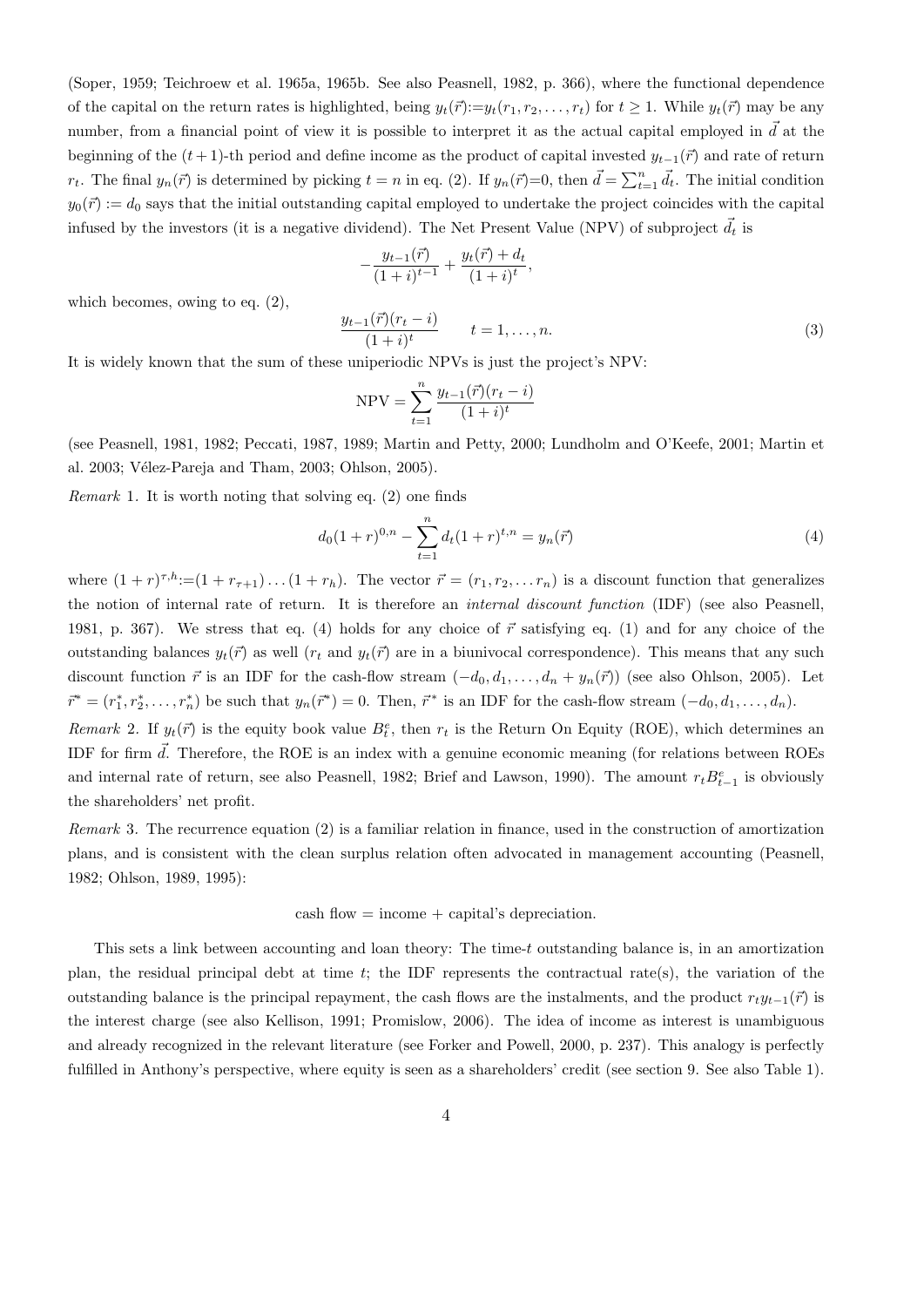(Soper, 1959; Teichroew et al. 1965a, 1965b. See also Peasnell, 1982, p. 366), where the functional dependence of the capital on the return rates is highlighted, being $y_t(\vec{r}):=y_t(r_1, r_2, \ldots, r_t)$ for $t \geq 1$. While $y_t(\vec{r})$ may be any number, from a financial point of view it is possible to interpret it as the actual capital employed in $\vec{d}$ at the beginning of the $(t+1)$-th period and define income as the product of capital invested $y_{t-1}(\vec{r})$ and rate of return $r_t$. The final $y_n(\vec{r})$ is determined by picking $t = n$ in eq. (2). If $y_n(\vec{r})=0$, then $\vec{d} = \sum_{t=1}^{n} \vec{d}_t$. The initial condition $y_0(\vec{r}) := d_0$ says that the initial outstanding capital employed to undertake the project coincides with the capital infused by the investors (it is a negative dividend). The Net Present Value (NPV) of subproject $\vec{d}_t$ is

$$-\frac{y_{t-1}(\vec{r})}{(1+i)^{t-1}} + \frac{y_t(\vec{r}) + d_t}{(1+i)^t},$$

which becomes, owing to eq. (2),

$$\frac{y_{t-1}(\vec{r})(r_t - i)}{(1+i)^t} \qquad t = 1, \ldots, n. \tag{3}$$

It is widely known that the sum of these uniperiodic NPVs is just the project's NPV:

$$\text{NPV} = \sum_{t=1}^{n} \frac{y_{t-1}(\vec{r})(r_t - i)}{(1+i)^t}$$

(see Peasnell, 1981, 1982; Peccati, 1987, 1989; Martin and Petty, 2000; Lundholm and O'Keefe, 2001; Martin et al. 2003; Vélez-Pareja and Tham, 2003; Ohlson, 2005).

*Remark* 1. It is worth noting that solving eq. (2) one finds

$$d_0(1+r)^{0,n} - \sum_{t=1}^{n} d_t(1+r)^{t,n} = y_n(\vec{r}) \tag{4}$$

where $(1+r)^{\tau,h}:=(1+r_{\tau+1})\ldots(1+r_h)$. The vector $\vec{r} = (r_1, r_2, \ldots r_n)$ is a discount function that generalizes the notion of internal rate of return. It is therefore an *internal discount function* (IDF) (see also Peasnell, 1981, p. 367). We stress that eq. (4) holds for any choice of $\vec{r}$ satisfying eq. (1) and for any choice of the outstanding balances $y_t(\vec{r})$ as well ($r_t$ and $y_t(\vec{r})$ are in a biunivocal correspondence). This means that any such discount function $\vec{r}$ is an IDF for the cash-flow stream $(-d_0, d_1, \ldots, d_n + y_n(\vec{r}))$ (see also Ohlson, 2005). Let $\vec{r}^* = (r_1^*, r_2^*, \ldots, r_n^*)$ be such that $y_n(\vec{r}^*) = 0$. Then, $\vec{r}^*$ is an IDF for the cash-flow stream $(-d_0, d_1, \ldots, d_n)$.

*Remark* 2. If $y_t(\vec{r})$ is the equity book value $B_t^e$, then $r_t$ is the Return On Equity (ROE), which determines an IDF for firm $\vec{d}$. Therefore, the ROE is an index with a genuine economic meaning (for relations between ROEs and internal rate of return, see also Peasnell, 1982; Brief and Lawson, 1990). The amount $r_t B_{t-1}^e$ is obviously the shareholders' net profit.

*Remark* 3. The recurrence equation (2) is a familiar relation in finance, used in the construction of amortization plans, and is consistent with the clean surplus relation often advocated in management accounting (Peasnell, 1982; Ohlson, 1989, 1995):

$$\text{cash flow} = \text{income} + \text{capital's depreciation.}$$

This sets a link between accounting and loan theory: The time-$t$ outstanding balance is, in an amortization plan, the residual principal debt at time $t$; the IDF represents the contractual rate(s), the variation of the outstanding balance is the principal repayment, the cash flows are the instalments, and the product $r_t y_{t-1}(\vec{r})$ is the interest charge (see also Kellison, 1991; Promislow, 2006). The idea of income as interest is unambiguous and already recognized in the relevant literature (see Forker and Powell, 2000, p. 237). This analogy is perfectly fulfilled in Anthony's perspective, where equity is seen as a shareholders' credit (see section 9. See also Table 1).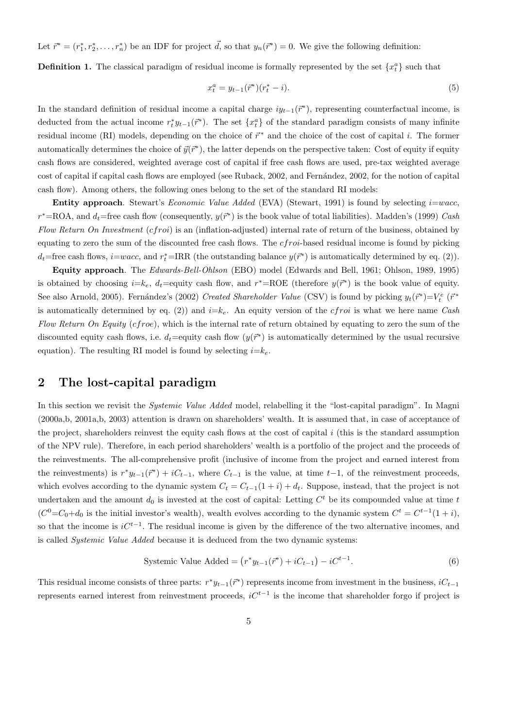Let $\vec{r}^* = (r_1^*, r_2^*, \ldots, r_n^*)$ be an IDF for project $\vec{d}$, so that $y_n(\vec{r}^*) = 0$. We give the following definition:

**Definition 1.** The classical paradigm of residual income is formally represented by the set $\{x_t^a\}$ such that

$$x_t^a = y_{t-1}(\vec{r}^*)(r_t^* - i). \tag{5}$$

In the standard definition of residual income a capital charge $iy_{t-1}(\vec{r}^*)$, representing counterfactual income, is deducted from the actual income $r_t^* y_{t-1}(\vec{r}^*)$. The set $\{x_t^a\}$ of the standard paradigm consists of many infinite residual income (RI) models, depending on the choice of $\vec{r}^*$ and the choice of the cost of capital $i$. The former automatically determines the choice of $\vec{y}(\vec{r}^*)$, the latter depends on the perspective taken: Cost of equity if equity cash flows are considered, weighted average cost of capital if free cash flows are used, pre-tax weighted average cost of capital if capital cash flows are employed (see Ruback, 2002, and Fernández, 2002, for the notion of capital cash flow). Among others, the following ones belong to the set of the standard RI models:

**Entity approach**. Stewart's *Economic Value Added* (EVA) (Stewart, 1991) is found by selecting $i$=*wacc*, $r^*$=ROA, and $d_t$=free cash flow (consequently, $y(\vec{r}^*)$ is the book value of total liabilities). Madden's (1999) *Cash Flow Return On Investment* (*cfroi*) is an (inflation-adjusted) internal rate of return of the business, obtained by equating to zero the sum of the discounted free cash flows. The *cfroi*-based residual income is found by picking $d_t$=free cash flows, $i$=*wacc*, and $r_t^*$=IRR (the outstanding balance $y(\vec{r}^*)$ is automatically determined by eq. (2)).

**Equity approach**. The *Edwards-Bell-Ohlson* (EBO) model (Edwards and Bell, 1961; Ohlson, 1989, 1995) is obtained by choosing $i$=$k_e$, $d_t$=equity cash flow, and $r^*$=ROE (therefore $y(\vec{r}^*)$ is the book value of equity. See also Arnold, 2005). Fernández's (2002) *Created Shareholder Value* (CSV) is found by picking $y_t(\vec{r}^*)$=$V_t^e$ ($\vec{r}^*$ is automatically determined by eq. (2)) and $i$=$k_e$. An equity version of the *cfroi* is what we here name *Cash Flow Return On Equity* (*cfroe*), which is the internal rate of return obtained by equating to zero the sum of the discounted equity cash flows, i.e. $d_t$=equity cash flow ($y(\vec{r}^*)$ is automatically determined by the usual recursive equation). The resulting RI model is found by selecting $i$=$k_e$.

## 2 The lost-capital paradigm

In this section we revisit the *Systemic Value Added* model, relabelling it the "lost-capital paradigm". In Magni (2000a,b, 2001a,b, 2003) attention is drawn on shareholders' wealth. It is assumed that, in case of acceptance of the project, shareholders reinvest the equity cash flows at the cost of capital $i$ (this is the standard assumption of the NPV rule). Therefore, in each period shareholders' wealth is a portfolio of the project and the proceeds of the reinvestments. The all-comprehensive profit (inclusive of income from the project and earned interest from the reinvestments) is $r^* y_{t-1}(\vec{r}^*) + iC_{t-1}$, where $C_{t-1}$ is the value, at time $t-1$, of the reinvestment proceeds, which evolves according to the dynamic system $C_t = C_{t-1}(1+i) + d_t$. Suppose, instead, that the project is not undertaken and the amount $d_0$ is invested at the cost of capital: Letting $C^t$ be its compounded value at time $t$ ($C^0$=$C_0$+$d_0$ is the initial investor's wealth), wealth evolves according to the dynamic system $C^t = C^{t-1}(1+i)$, so that the income is $iC^{t-1}$. The residual income is given by the difference of the two alternative incomes, and is called *Systemic Value Added* because it is deduced from the two dynamic systems:

$$\text{Systemic Value Added} = \left(r^* y_{t-1}(\vec{r}^*) + iC_{t-1}\right) - iC^{t-1}. \tag{6}$$

This residual income consists of three parts: $r^* y_{t-1}(\vec{r}^*)$ represents income from investment in the business, $iC_{t-1}$ represents earned interest from reinvestment proceeds, $iC^{t-1}$ is the income that shareholder forgo if project is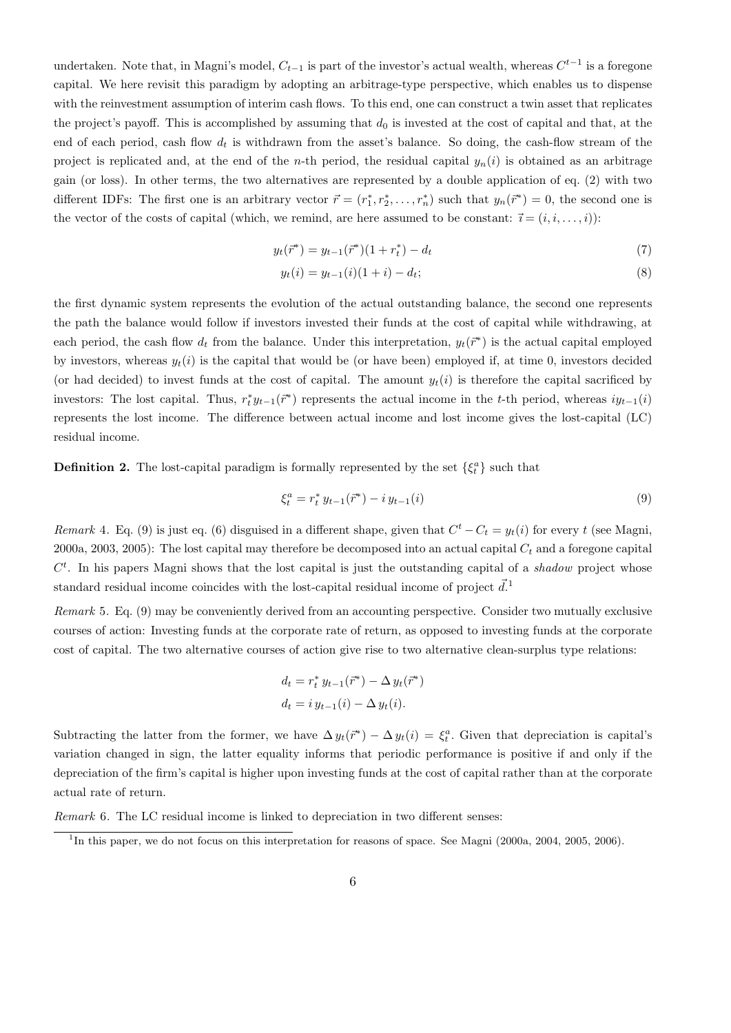undertaken. Note that, in Magni's model, $C_{t-1}$ is part of the investor's actual wealth, whereas $C^{t-1}$ is a foregone capital. We here revisit this paradigm by adopting an arbitrage-type perspective, which enables us to dispense with the reinvestment assumption of interim cash flows. To this end, one can construct a twin asset that replicates the project's payoff. This is accomplished by assuming that $d_0$ is invested at the cost of capital and that, at the end of each period, cash flow $d_t$ is withdrawn from the asset's balance. So doing, the cash-flow stream of the project is replicated and, at the end of the $n$-th period, the residual capital $y_n(i)$ is obtained as an arbitrage gain (or loss). In other terms, the two alternatives are represented by a double application of eq. (2) with two different IDFs: The first one is an arbitrary vector $\vec{r} = (r_1^*, r_2^*, \ldots, r_n^*)$ such that $y_n(\vec{r}^*) = 0$, the second one is the vector of the costs of capital (which, we remind, are here assumed to be constant: $\vec{\imath} = (i, i, \ldots, i)$):

$$y_t(\vec{r}^*) = y_{t-1}(\vec{r}^*)(1 + r_t^*) - d_t \tag{7}$$

$$y_t(i) = y_{t-1}(i)(1 + i) - d_t; \tag{8}$$

the first dynamic system represents the evolution of the actual outstanding balance, the second one represents the path the balance would follow if investors invested their funds at the cost of capital while withdrawing, at each period, the cash flow $d_t$ from the balance. Under this interpretation, $y_t(\vec{r}^*)$ is the actual capital employed by investors, whereas $y_t(i)$ is the capital that would be (or have been) employed if, at time 0, investors decided (or had decided) to invest funds at the cost of capital. The amount $y_t(i)$ is therefore the capital sacrificed by investors: The lost capital. Thus, $r_t^* y_{t-1}(\vec{r}^*)$ represents the actual income in the $t$-th period, whereas $i y_{t-1}(i)$ represents the lost income. The difference between actual income and lost income gives the lost-capital (LC) residual income.

**Definition 2.** The lost-capital paradigm is formally represented by the set $\{\xi_t^a\}$ such that

$$\xi_t^a = r_t^* \, y_{t-1}(\vec{r}^*) - i \, y_{t-1}(i) \tag{9}$$

*Remark* 4. Eq. (9) is just eq. (6) disguised in a different shape, given that $C^t - C_t = y_t(i)$ for every $t$ (see Magni, 2000a, 2003, 2005): The lost capital may therefore be decomposed into an actual capital $C_t$ and a foregone capital $C^t$. In his papers Magni shows that the lost capital is just the outstanding capital of a *shadow* project whose standard residual income coincides with the lost-capital residual income of project $\vec{d}$.[1]

*Remark* 5. Eq. (9) may be conveniently derived from an accounting perspective. Consider two mutually exclusive courses of action: Investing funds at the corporate rate of return, as opposed to investing funds at the corporate cost of capital. The two alternative courses of action give rise to two alternative clean-surplus type relations:

$$d_t = r_t^* \, y_{t-1}(\vec{r}^*) - \Delta \, y_t(\vec{r}^*)$$
$$d_t = i \, y_{t-1}(i) - \Delta \, y_t(i).$$

Subtracting the latter from the former, we have $\Delta \, y_t(\vec{r}^*) - \Delta \, y_t(i) = \xi_t^a$. Given that depreciation is capital's variation changed in sign, the latter equality informs that periodic performance is positive if and only if the depreciation of the firm's capital is higher upon investing funds at the cost of capital rather than at the corporate actual rate of return.

*Remark* 6. The LC residual income is linked to depreciation in two different senses:

[1] In this paper, we do not focus on this interpretation for reasons of space. See Magni (2000a, 2004, 2005, 2006).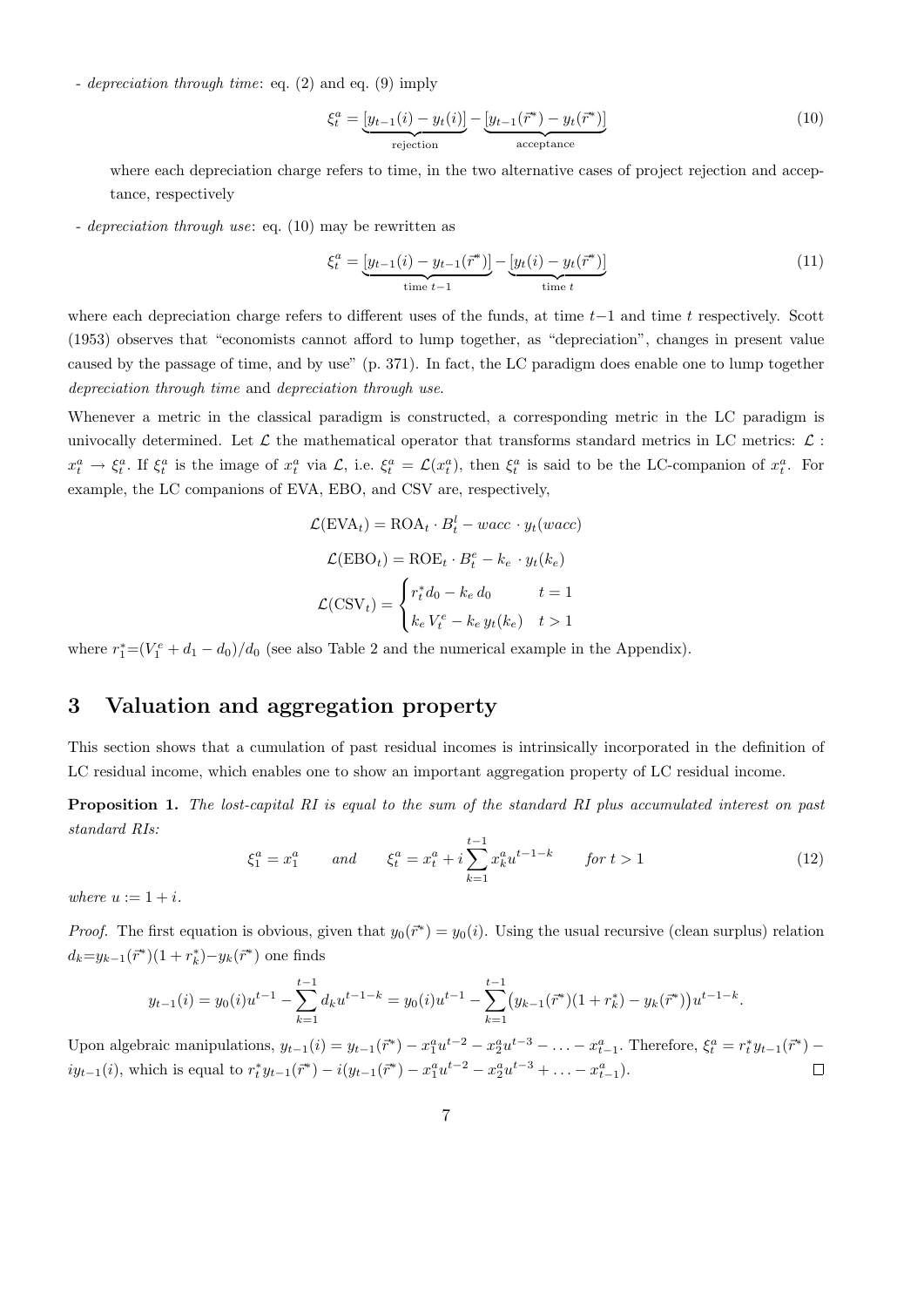- *depreciation through time*: eq. (2) and eq. (9) imply

$$\xi_t^a = \underbrace{[y_{t-1}(i) - y_t(i)]}_{\text{rejection}} - \underbrace{[y_{t-1}(\vec{r}^*) - y_t(\vec{r}^*)]}_{\text{acceptance}} \tag{10}$$

where each depreciation charge refers to time, in the two alternative cases of project rejection and acceptance, respectively

- *depreciation through use*: eq. (10) may be rewritten as

$$\xi_t^a = \underbrace{[y_{t-1}(i) - y_{t-1}(\vec{r}^*)]}_{\text{time } t-1} - \underbrace{[y_t(i) - y_t(\vec{r}^*)]}_{\text{time } t} \tag{11}$$

where each depreciation charge refers to different uses of the funds, at time $t-1$ and time $t$ respectively. Scott (1953) observes that "economists cannot afford to lump together, as "depreciation", changes in present value caused by the passage of time, and by use" (p. 371). In fact, the LC paradigm does enable one to lump together *depreciation through time* and *depreciation through use*.

Whenever a metric in the classical paradigm is constructed, a corresponding metric in the LC paradigm is univocally determined. Let $\mathcal{L}$ the mathematical operator that transforms standard metrics in LC metrics: $\mathcal{L}$ : $x_t^a \to \xi_t^a$. If $\xi_t^a$ is the image of $x_t^a$ via $\mathcal{L}$, i.e. $\xi_t^a = \mathcal{L}(x_t^a)$, then $\xi_t^a$ is said to be the LC-companion of $x_t^a$. For example, the LC companions of EVA, EBO, and CSV are, respectively,

$$\mathcal{L}(\text{EVA}_t) = \text{ROA}_t \cdot B_t^l - wacc \cdot y_t(wacc)$$

$$\mathcal{L}(\text{EBO}_t) = \text{ROE}_t \cdot B_t^e - k_e \cdot y_t(k_e)$$

$$\mathcal{L}(\text{CSV}_t) = \begin{cases} r_t^* d_0 - k_e\, d_0 & t = 1 \\ k_e\, V_t^e - k_e\, y_t(k_e) & t > 1 \end{cases}$$

where $r_1^* = (V_1^e + d_1 - d_0)/d_0$ (see also Table 2 and the numerical example in the Appendix).

## 3 Valuation and aggregation property

This section shows that a cumulation of past residual incomes is intrinsically incorporated in the definition of LC residual income, which enables one to show an important aggregation property of LC residual income.

**Proposition 1.** *The lost-capital RI is equal to the sum of the standard RI plus accumulated interest on past standard RIs:*

$$\xi_1^a = x_1^a \qquad \text{and} \qquad \xi_t^a = x_t^a + i \sum_{k=1}^{t-1} x_k^a u^{t-1-k} \qquad \text{for } t > 1 \tag{12}$$

*where* $u := 1 + i$.

*Proof.* The first equation is obvious, given that $y_0(\vec{r}^*) = y_0(i)$. Using the usual recursive (clean surplus) relation $d_k = y_{k-1}(\vec{r}^*)(1 + r_k^*) - y_k(\vec{r}^*)$ one finds

$$y_{t-1}(i) = y_0(i)u^{t-1} - \sum_{k=1}^{t-1} d_k u^{t-1-k} = y_0(i)u^{t-1} - \sum_{k=1}^{t-1} \big(y_{k-1}(\vec{r}^*)(1 + r_k^*) - y_k(\vec{r}^*)\big)u^{t-1-k}.$$

Upon algebraic manipulations, $y_{t-1}(i) = y_{t-1}(\vec{r}^*) - x_1^a u^{t-2} - x_2^a u^{t-3} - \ldots - x_{t-1}^a$. Therefore, $\xi_t^a = r_t^* y_{t-1}(\vec{r}^*) - i y_{t-1}(i)$, which is equal to $r_t^* y_{t-1}(\vec{r}^*) - i(y_{t-1}(\vec{r}^*) - x_1^a u^{t-2} - x_2^a u^{t-3} + \ldots - x_{t-1}^a)$. □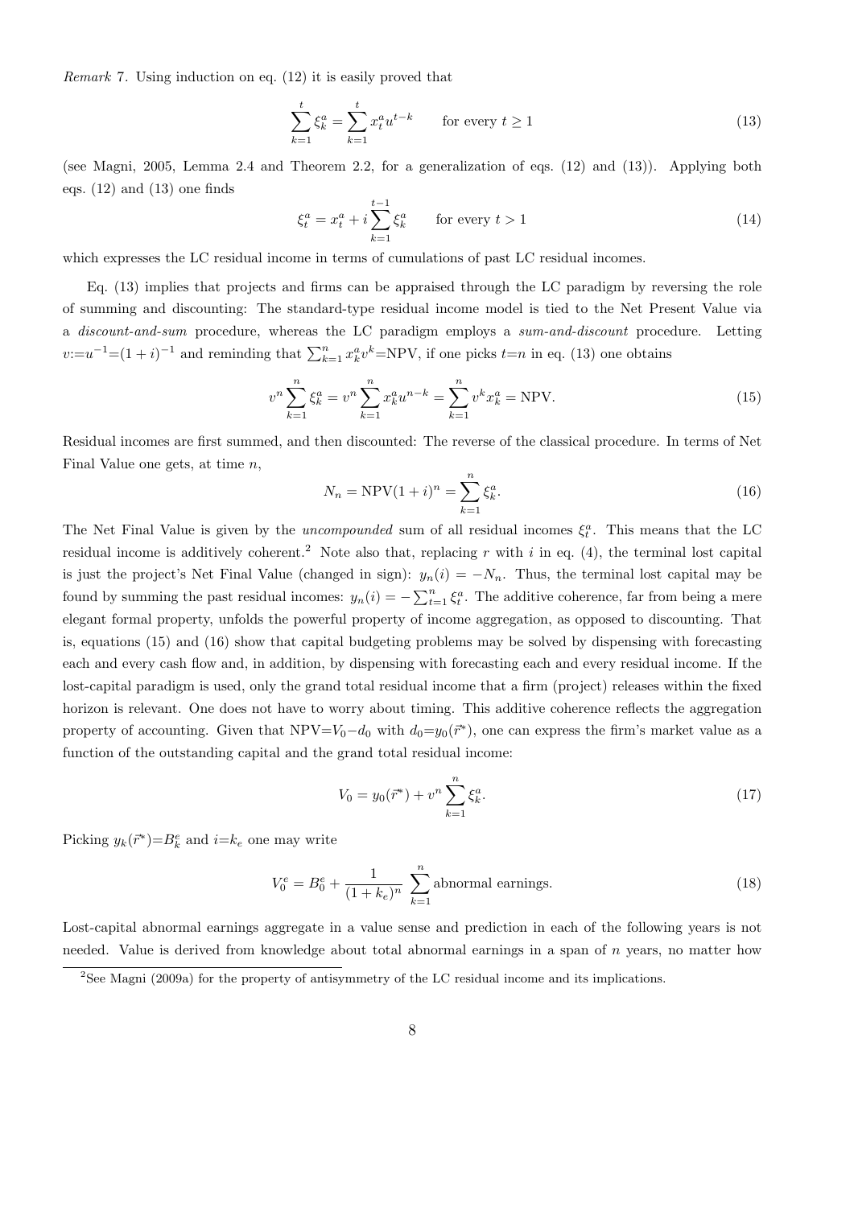*Remark* 7. Using induction on eq. (12) it is easily proved that

$$\sum_{k=1}^{t} \xi_k^a = \sum_{k=1}^{t} x_t^a u^{t-k} \qquad \text{for every } t \geq 1 \tag{13}$$

(see Magni, 2005, Lemma 2.4 and Theorem 2.2, for a generalization of eqs. (12) and (13)). Applying both eqs. (12) and (13) one finds

$$\xi_t^a = x_t^a + i \sum_{k=1}^{t-1} \xi_k^a \qquad \text{for every } t > 1 \tag{14}$$

which expresses the LC residual income in terms of cumulations of past LC residual incomes.

Eq. (13) implies that projects and firms can be appraised through the LC paradigm by reversing the role of summing and discounting: The standard-type residual income model is tied to the Net Present Value via a *discount-and-sum* procedure, whereas the LC paradigm employs a *sum-and-discount* procedure. Letting $v{:=}u^{-1}{=}(1+i)^{-1}$ and reminding that $\sum_{k=1}^{n} x_k^a v^k{=}\text{NPV}$, if one picks $t{=}n$ in eq. (13) one obtains

$$v^n \sum_{k=1}^{n} \xi_k^a = v^n \sum_{k=1}^{n} x_k^a u^{n-k} = \sum_{k=1}^{n} v^k x_k^a = \text{NPV}. \tag{15}$$

Residual incomes are first summed, and then discounted: The reverse of the classical procedure. In terms of Net Final Value one gets, at time $n$,

$$N_n = \text{NPV}(1+i)^n = \sum_{k=1}^{n} \xi_k^a. \tag{16}$$

The Net Final Value is given by the *uncompounded* sum of all residual incomes $\xi_t^a$. This means that the LC residual income is additively coherent.[2] Note also that, replacing $r$ with $i$ in eq. (4), the terminal lost capital is just the project's Net Final Value (changed in sign): $y_n(i) = -N_n$. Thus, the terminal lost capital may be found by summing the past residual incomes: $y_n(i) = -\sum_{t=1}^{n} \xi_t^a$. The additive coherence, far from being a mere elegant formal property, unfolds the powerful property of income aggregation, as opposed to discounting. That is, equations (15) and (16) show that capital budgeting problems may be solved by dispensing with forecasting each and every cash flow and, in addition, by dispensing with forecasting each and every residual income. If the lost-capital paradigm is used, only the grand total residual income that a firm (project) releases within the fixed horizon is relevant. One does not have to worry about timing. This additive coherence reflects the aggregation property of accounting. Given that $\text{NPV}{=}V_0{-}d_0$ with $d_0{=}y_0(\vec{r}^*)$, one can express the firm's market value as a function of the outstanding capital and the grand total residual income:

$$V_0 = y_0(\vec{r}^*) + v^n \sum_{k=1}^{n} \xi_k^a. \tag{17}$$

Picking $y_k(\vec{r}^*){=}B_k^e$ and $i{=}k_e$ one may write

$$V_0^e = B_0^e + \frac{1}{(1+k_e)^n} \sum_{k=1}^{n} \text{abnormal earnings}. \tag{18}$$

Lost-capital abnormal earnings aggregate in a value sense and prediction in each of the following years is not needed. Value is derived from knowledge about total abnormal earnings in a span of $n$ years, no matter how

[2] See Magni (2009a) for the property of antisymmetry of the LC residual income and its implications.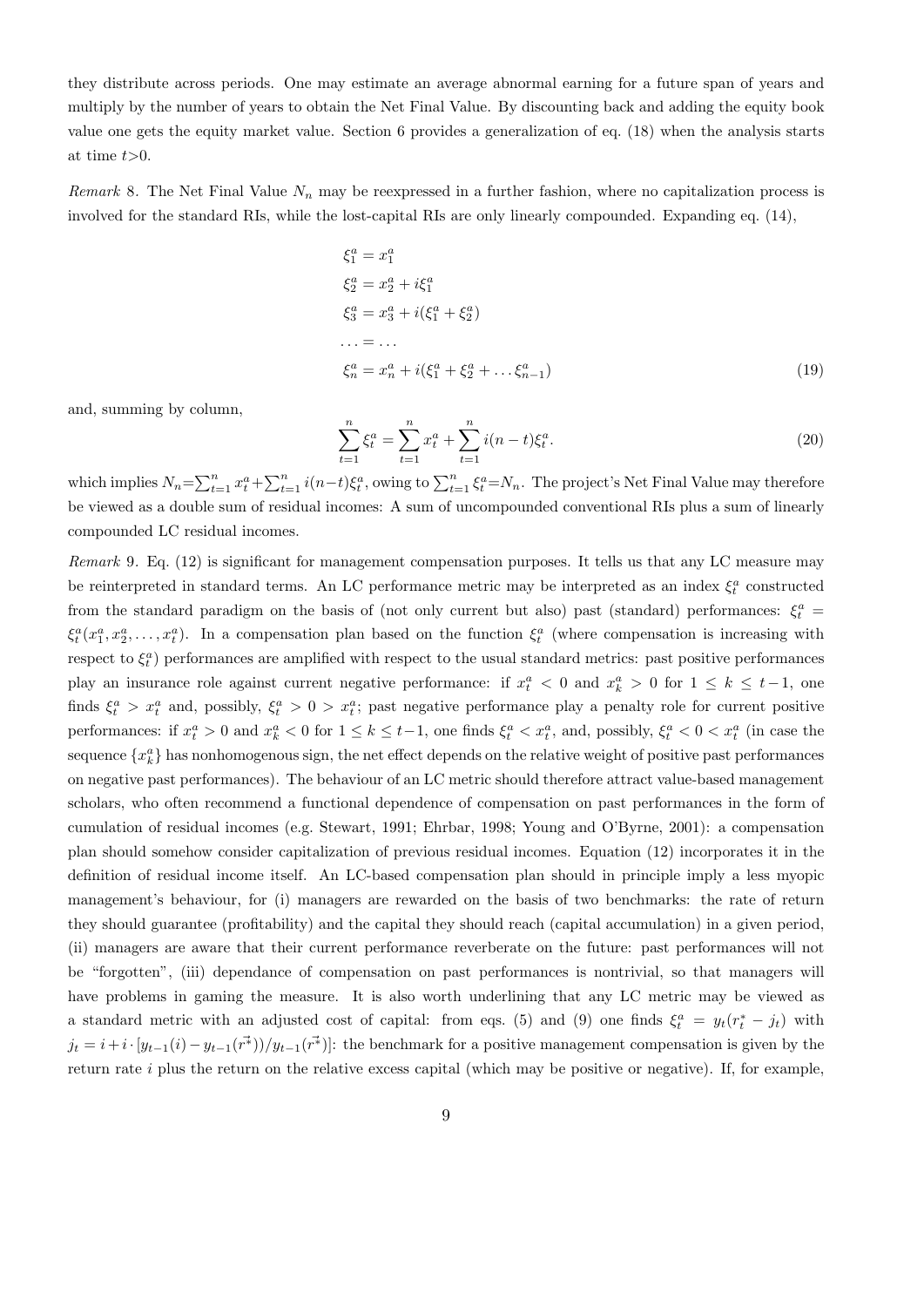they distribute across periods. One may estimate an average abnormal earning for a future span of years and multiply by the number of years to obtain the Net Final Value. By discounting back and adding the equity book value one gets the equity market value. Section 6 provides a generalization of eq. (18) when the analysis starts at time $t$>0.

*Remark* 8. The Net Final Value $N_n$ may be reexpressed in a further fashion, where no capitalization process is involved for the standard RIs, while the lost-capital RIs are only linearly compounded. Expanding eq. (14),

$$
\begin{aligned}
\xi_1^a &= x_1^a \\
\xi_2^a &= x_2^a + i\xi_1^a \\
\xi_3^a &= x_3^a + i(\xi_1^a + \xi_2^a) \\
\ldots &= \ldots \\
\xi_n^a &= x_n^a + i(\xi_1^a + \xi_2^a + \ldots \xi_{n-1}^a)
\end{aligned}
\tag{19}
$$

and, summing by column,

$$
\sum_{t=1}^{n} \xi_t^a = \sum_{t=1}^{n} x_t^a + \sum_{t=1}^{n} i(n-t)\xi_t^a. \tag{20}
$$

which implies $N_n = \sum_{t=1}^{n} x_t^a + \sum_{t=1}^{n} i(n-t)\xi_t^a$, owing to $\sum_{t=1}^{n} \xi_t^a = N_n$. The project's Net Final Value may therefore be viewed as a double sum of residual incomes: A sum of uncompounded conventional RIs plus a sum of linearly compounded LC residual incomes.

*Remark* 9. Eq. (12) is significant for management compensation purposes. It tells us that any LC measure may be reinterpreted in standard terms. An LC performance metric may be interpreted as an index $\xi_t^a$ constructed from the standard paradigm on the basis of (not only current but also) past (standard) performances: $\xi_t^a = \xi_t^a(x_1^a, x_2^a, \ldots, x_t^a)$. In a compensation plan based on the function $\xi_t^a$ (where compensation is increasing with respect to $\xi_t^a$) performances are amplified with respect to the usual standard metrics: past positive performances play an insurance role against current negative performance: if $x_t^a < 0$ and $x_k^a > 0$ for $1 \leq k \leq t-1$, one finds $\xi_t^a > x_t^a$ and, possibly, $\xi_t^a > 0 > x_t^a$; past negative performance play a penalty role for current positive performances: if $x_t^a > 0$ and $x_k^a < 0$ for $1 \leq k \leq t-1$, one finds $\xi_t^a < x_t^a$, and, possibly, $\xi_t^a < 0 < x_t^a$ (in case the sequence $\{x_k^a\}$ has nonhomogenous sign, the net effect depends on the relative weight of positive past performances on negative past performances). The behaviour of an LC metric should therefore attract value-based management scholars, who often recommend a functional dependence of compensation on past performances in the form of cumulation of residual incomes (e.g. Stewart, 1991; Ehrbar, 1998; Young and O'Byrne, 2001): a compensation plan should somehow consider capitalization of previous residual incomes. Equation (12) incorporates it in the definition of residual income itself. An LC-based compensation plan should in principle imply a less myopic management's behaviour, for (i) managers are rewarded on the basis of two benchmarks: the rate of return they should guarantee (profitability) and the capital they should reach (capital accumulation) in a given period, (ii) managers are aware that their current performance reverberate on the future: past performances will not be "forgotten", (iii) dependance of compensation on past performances is nontrivial, so that managers will have problems in gaming the measure. It is also worth underlining that any LC metric may be viewed as a standard metric with an adjusted cost of capital: from eqs. (5) and (9) one finds $\xi_t^a = y_t(r_t^* - j_t)$ with $j_t = i + i \cdot [y_{t-1}(i) - y_{t-1}(\vec{r^*})) / y_{t-1}(\vec{r^*})]$: the benchmark for a positive management compensation is given by the return rate $i$ plus the return on the relative excess capital (which may be positive or negative). If, for example,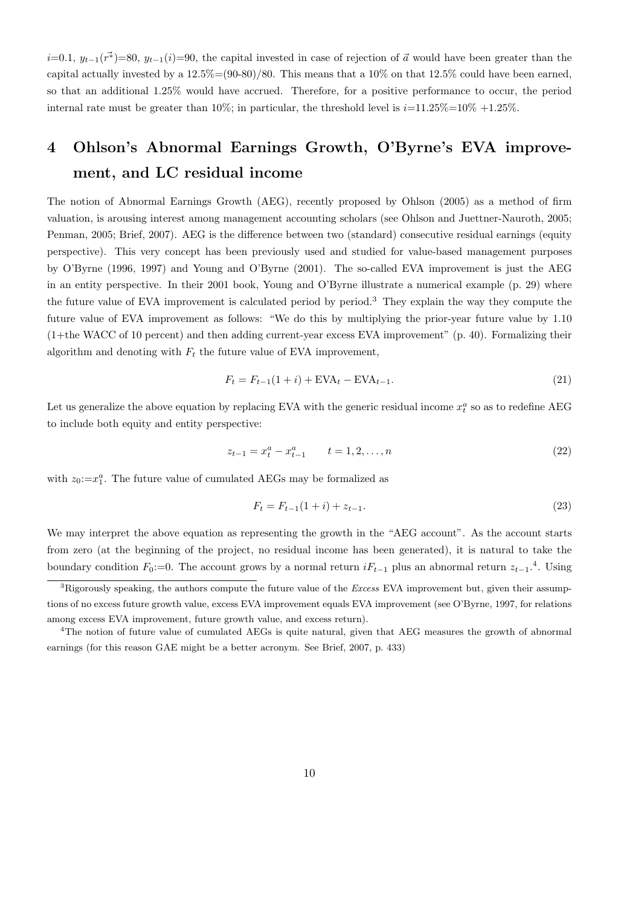$i$=0.1, $y_{t-1}(\vec{r^*})$=80, $y_{t-1}(i)$=90, the capital invested in case of rejection of $\vec{a}$ would have been greater than the capital actually invested by a 12.5%=(90-80)/80. This means that a 10% on that 12.5% could have been earned, so that an additional 1.25% would have accrued. Therefore, for a positive performance to occur, the period internal rate must be greater than 10%; in particular, the threshold level is $i$=11.25%=10% +1.25%.

# 4 Ohlson's Abnormal Earnings Growth, O'Byrne's EVA improvement, and LC residual income

The notion of Abnormal Earnings Growth (AEG), recently proposed by Ohlson (2005) as a method of firm valuation, is arousing interest among management accounting scholars (see Ohlson and Juettner-Nauroth, 2005; Penman, 2005; Brief, 2007). AEG is the difference between two (standard) consecutive residual earnings (equity perspective). This very concept has been previously used and studied for value-based management purposes by O'Byrne (1996, 1997) and Young and O'Byrne (2001). The so-called EVA improvement is just the AEG in an entity perspective. In their 2001 book, Young and O'Byrne illustrate a numerical example (p. 29) where the future value of EVA improvement is calculated period by period.[3] They explain the way they compute the future value of EVA improvement as follows: "We do this by multiplying the prior-year future value by 1.10 (1+the WACC of 10 percent) and then adding current-year excess EVA improvement" (p. 40). Formalizing their algorithm and denoting with $F_t$ the future value of EVA improvement,

$$F_t = F_{t-1}(1+i) + \text{EVA}_t - \text{EVA}_{t-1}. \tag{21}$$

Let us generalize the above equation by replacing EVA with the generic residual income $x_t^a$ so as to redefine AEG to include both equity and entity perspective:

$$z_{t-1} = x_t^a - x_{t-1}^a \qquad t = 1, 2, \ldots, n \tag{22}$$

with $z_0 := x_1^a$. The future value of cumulated AEGs may be formalized as

$$F_t = F_{t-1}(1+i) + z_{t-1}. \tag{23}$$

We may interpret the above equation as representing the growth in the "AEG account". As the account starts from zero (at the beginning of the project, no residual income has been generated), it is natural to take the boundary condition $F_0$:=0. The account grows by a normal return $iF_{t-1}$ plus an abnormal return $z_{t-1}$.[4]. Using

[3] Rigorously speaking, the authors compute the future value of the *Excess* EVA improvement but, given their assumptions of no excess future growth value, excess EVA improvement equals EVA improvement (see O'Byrne, 1997, for relations among excess EVA improvement, future growth value, and excess return).

[4] The notion of future value of cumulated AEGs is quite natural, given that AEG measures the growth of abnormal earnings (for this reason GAE might be a better acronym. See Brief, 2007, p. 433)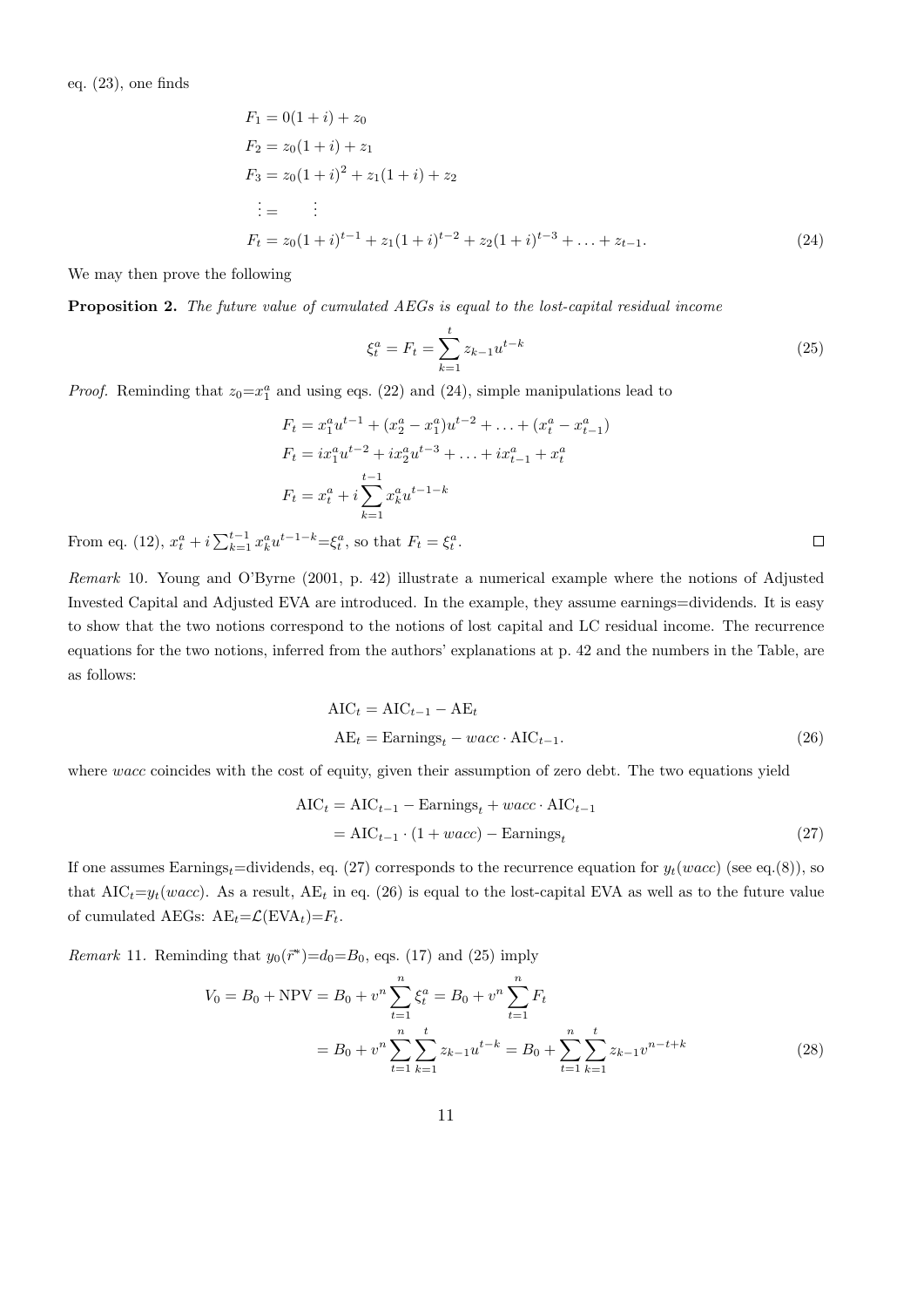eq. (23), one finds

$$
\begin{aligned}
F_1 &= 0(1+i) + z_0 \\
F_2 &= z_0(1+i) + z_1 \\
F_3 &= z_0(1+i)^2 + z_1(1+i) + z_2 \\
\vdots &= \quad \vdots \\
F_t &= z_0(1+i)^{t-1} + z_1(1+i)^{t-2} + z_2(1+i)^{t-3} + \ldots + z_{t-1}.
\end{aligned} \tag{24}
$$

We may then prove the following

**Proposition 2.** *The future value of cumulated AEGs is equal to the lost-capital residual income*

$$
\xi_t^a = F_t = \sum_{k=1}^{t} z_{k-1} u^{t-k} \tag{25}
$$

*Proof.* Reminding that $z_0$=$x_1^a$ and using eqs. (22) and (24), simple manipulations lead to

$$
\begin{aligned}
F_t &= x_1^a u^{t-1} + (x_2^a - x_1^a)u^{t-2} + \ldots + (x_t^a - x_{t-1}^a) \\
F_t &= i x_1^a u^{t-2} + i x_2^a u^{t-3} + \ldots + i x_{t-1}^a + x_t^a \\
F_t &= x_t^a + i \sum_{k=1}^{t-1} x_k^a u^{t-1-k}
\end{aligned}
$$

From eq. (12), $x_t^a + i\sum_{k=1}^{t-1} x_k^a u^{t-1-k}$=$\xi_t^a$, so that $F_t = \xi_t^a$. □

*Remark* 10. Young and O'Byrne (2001, p. 42) illustrate a numerical example where the notions of Adjusted Invested Capital and Adjusted EVA are introduced. In the example, they assume earnings=dividends. It is easy to show that the two notions correspond to the notions of lost capital and LC residual income. The recurrence equations for the two notions, inferred from the authors' explanations at p. 42 and the numbers in the Table, are as follows:

$$
\begin{aligned}
\text{AIC}_t &= \text{AIC}_{t-1} - \text{AE}_t \\
\text{AE}_t &= \text{Earnings}_t - wacc \cdot \text{AIC}_{t-1}.
\end{aligned} \tag{26}
$$

where *wacc* coincides with the cost of equity, given their assumption of zero debt. The two equations yield

$$
\begin{aligned}
\text{AIC}_t &= \text{AIC}_{t-1} - \text{Earnings}_t + wacc \cdot \text{AIC}_{t-1} \\
&= \text{AIC}_{t-1} \cdot (1 + wacc) - \text{Earnings}_t
\end{aligned} \tag{27}
$$

If one assumes $\text{Earnings}_t$=dividends, eq. (27) corresponds to the recurrence equation for $y_t(wacc)$ (see eq.(8)), so that $\text{AIC}_t$=$y_t(wacc)$. As a result, $\text{AE}_t$ in eq. (26) is equal to the lost-capital EVA as well as to the future value of cumulated AEGs: $\text{AE}_t$=$\mathcal{L}(\text{EVA}_t)$=$F_t$.

*Remark* 11. Reminding that $y_0(\vec{r}^*)$=$d_0$=$B_0$, eqs. (17) and (25) imply

$$
\begin{aligned}
V_0 = B_0 + \text{NPV} &= B_0 + v^n \sum_{t=1}^{n} \xi_t^a = B_0 + v^n \sum_{t=1}^{n} F_t \\
&= B_0 + v^n \sum_{t=1}^{n} \sum_{k=1}^{t} z_{k-1} u^{t-k} = B_0 + \sum_{t=1}^{n} \sum_{k=1}^{t} z_{k-1} v^{n-t+k}
\end{aligned} \tag{28}
$$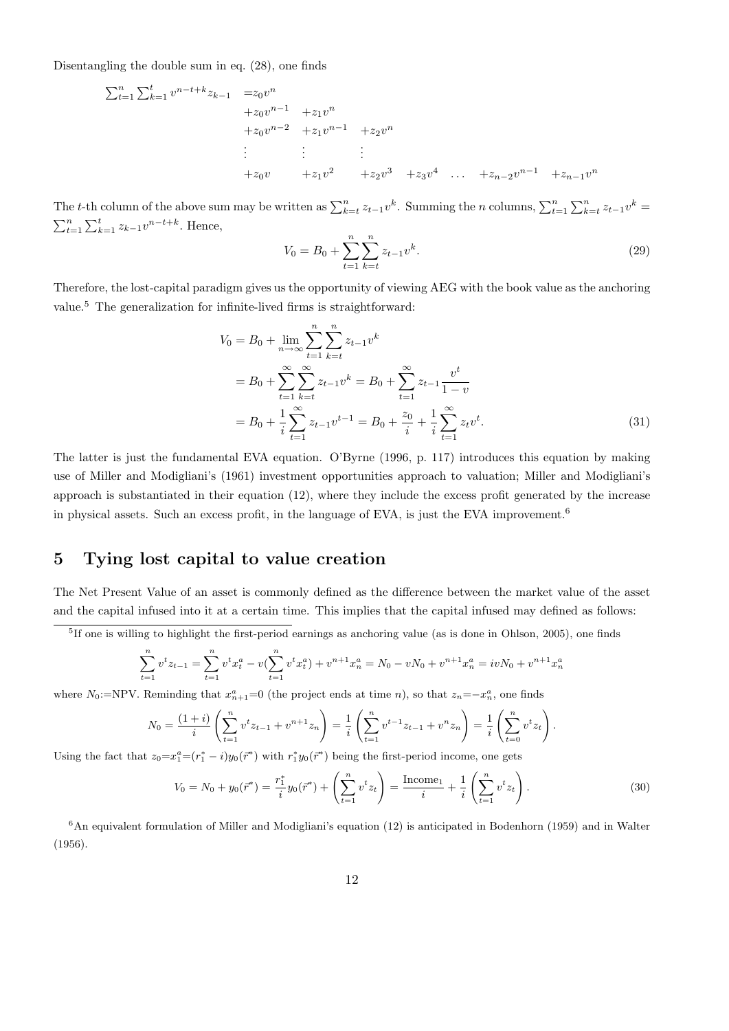Disentangling the double sum in eq. (28), one finds

$$
\begin{array}{llllllll}
\sum_{t=1}^{n}\sum_{k=1}^{t} v^{n-t+k} z_{k-1} & = z_0 v^n & & & & & & \\
 & + z_0 v^{n-1} & + z_1 v^n & & & & & \\
 & + z_0 v^{n-2} & + z_1 v^{n-1} & + z_2 v^n & & & & \\
 & \vdots & \vdots & \vdots & & & & \\
 & + z_0 v & + z_1 v^2 & + z_2 v^3 & + z_3 v^4 & \ldots & + z_{n-2} v^{n-1} & + z_{n-1} v^n
\end{array}
$$

The $t$-th column of the above sum may be written as $\sum_{k=t}^{n} z_{t-1} v^k$. Summing the $n$ columns, $\sum_{t=1}^{n}\sum_{k=t}^{n} z_{t-1} v^k = \sum_{t=1}^{n}\sum_{k=1}^{t} z_{k-1} v^{n-t+k}$. Hence,

$$
V_0 = B_0 + \sum_{t=1}^{n}\sum_{k=t}^{n} z_{t-1} v^k. \tag{29}
$$

Therefore, the lost-capital paradigm gives us the opportunity of viewing AEG with the book value as the anchoring value.[5] The generalization for infinite-lived firms is straightforward:

$$
\begin{aligned}
V_0 &= B_0 + \lim_{n\to\infty} \sum_{t=1}^{n}\sum_{k=t}^{n} z_{t-1} v^k \\
&= B_0 + \sum_{t=1}^{\infty}\sum_{k=t}^{\infty} z_{t-1} v^k = B_0 + \sum_{t=1}^{\infty} z_{t-1} \frac{v^t}{1-v} \\
&= B_0 + \frac{1}{i}\sum_{t=1}^{\infty} z_{t-1} v^{t-1} = B_0 + \frac{z_0}{i} + \frac{1}{i}\sum_{t=1}^{\infty} z_t v^t.
\end{aligned} \tag{31}
$$

The latter is just the fundamental EVA equation. O'Byrne (1996, p. 117) introduces this equation by making use of Miller and Modigliani's (1961) investment opportunities approach to valuation; Miller and Modigliani's approach is substantiated in their equation (12), where they include the excess profit generated by the increase in physical assets. Such an excess profit, in the language of EVA, is just the EVA improvement.[6]

## 5 Tying lost capital to value creation

The Net Present Value of an asset is commonly defined as the difference between the market value of the asset and the capital infused into it at a certain time. This implies that the capital infused may defined as follows:

---

[5] If one is willing to highlight the first-period earnings as anchoring value (as is done in Ohlson, 2005), one finds

$$
\sum_{t=1}^{n} v^t z_{t-1} = \sum_{t=1}^{n} v^t x_t^a - v\Big(\sum_{t=1}^{n} v^t x_t^a\Big) + v^{n+1} x_n^a = N_0 - vN_0 + v^{n+1} x_n^a = ivN_0 + v^{n+1} x_n^a
$$

where $N_0$:=NPV. Reminding that $x_{n+1}^a$=0 (the project ends at time $n$), so that $z_n$=$-x_n^a$, one finds

$$
N_0 = \frac{(1+i)}{i}\left(\sum_{t=1}^{n} v^t z_{t-1} + v^{n+1} z_n\right) = \frac{1}{i}\left(\sum_{t=1}^{n} v^{t-1} z_{t-1} + v^n z_n\right) = \frac{1}{i}\left(\sum_{t=0}^{n} v^t z_t\right).
$$

Using the fact that $z_0$=$x_1^a$=$(r_1^* - i)y_0(\vec{r}^*)$ with $r_1^* y_0(\vec{r}^*)$ being the first-period income, one gets

$$
V_0 = N_0 + y_0(\vec{r}^*) = \frac{r_1^*}{i} y_0(\vec{r}^*) + \left(\sum_{t=1}^{n} v^t z_t\right) = \frac{\text{Income}_1}{i} + \frac{1}{i}\left(\sum_{t=1}^{n} v^t z_t\right). \tag{30}
$$

[6] An equivalent formulation of Miller and Modigliani's equation (12) is anticipated in Bodenhorn (1959) and in Walter (1956).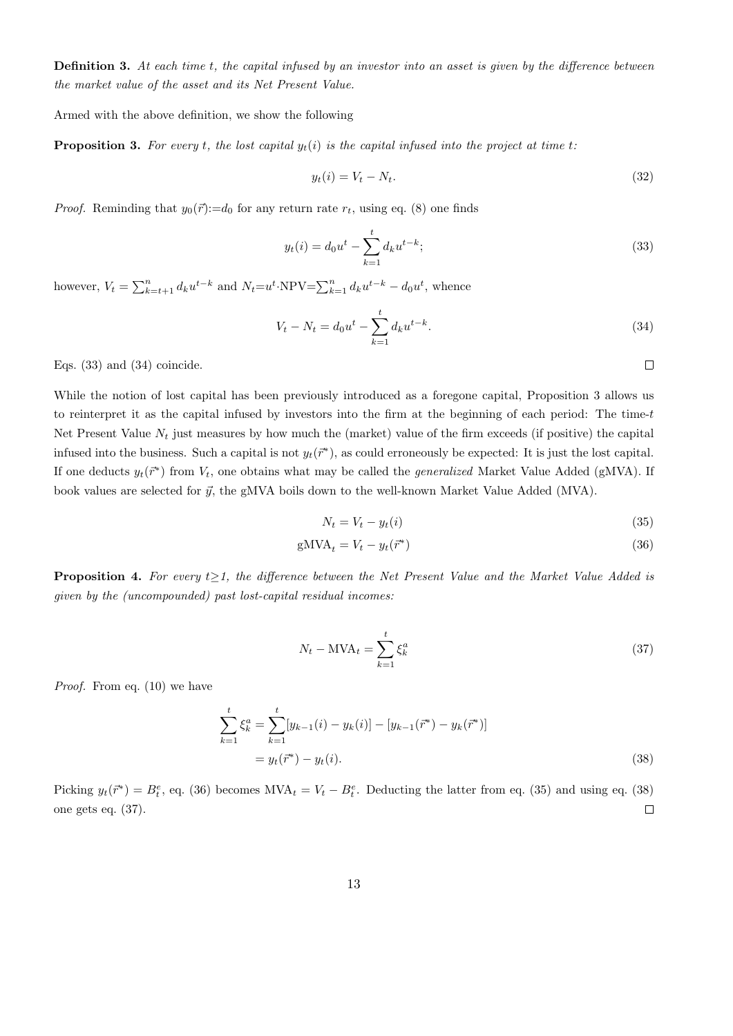**Definition 3.** *At each time t, the capital infused by an investor into an asset is given by the difference between the market value of the asset and its Net Present Value.*

Armed with the above definition, we show the following

**Proposition 3.** *For every t, the lost capital $y_t(i)$ is the capital infused into the project at time t:*

$$y_t(i) = V_t - N_t. \tag{32}$$

*Proof.* Reminding that $y_0(\vec{r}){:=}d_0$ for any return rate $r_t$, using eq. (8) one finds

$$y_t(i) = d_0 u^t - \sum_{k=1}^{t} d_k u^{t-k}; \tag{33}$$

however, $V_t = \sum_{k=t+1}^{n} d_k u^{t-k}$ and $N_t{=}u^t{\cdot}\text{NPV}{=}\sum_{k=1}^{n} d_k u^{t-k} - d_0 u^t$, whence

$$V_t - N_t = d_0 u^t - \sum_{k=1}^{t} d_k u^{t-k}. \tag{34}$$

Eqs. (33) and (34) coincide. $\square$

While the notion of lost capital has been previously introduced as a foregone capital, Proposition 3 allows us to reinterpret it as the capital infused by investors into the firm at the beginning of each period: The time-$t$ Net Present Value $N_t$ just measures by how much the (market) value of the firm exceeds (if positive) the capital infused into the business. Such a capital is not $y_t(\vec{r}^*)$, as could erroneously be expected: It is just the lost capital. If one deducts $y_t(\vec{r}^*)$ from $V_t$, one obtains what may be called the *generalized* Market Value Added (gMVA). If book values are selected for $\vec{y}$, the gMVA boils down to the well-known Market Value Added (MVA).

$$N_t = V_t - y_t(i) \tag{35}$$

$$\text{gMVA}_t = V_t - y_t(\vec{r}^*) \tag{36}$$

**Proposition 4.** *For every t≥1, the difference between the Net Present Value and the Market Value Added is given by the (uncompounded) past lost-capital residual incomes:*

$$N_t - \text{MVA}_t = \sum_{k=1}^{t} \xi_k^a \tag{37}$$

*Proof.* From eq. (10) we have

$$\begin{aligned}\sum_{k=1}^{t} \xi_k^a &= \sum_{k=1}^{t} [y_{k-1}(i) - y_k(i)] - [y_{k-1}(\vec{r}^*) - y_k(\vec{r}^*)] \\ &= y_t(\vec{r}^*) - y_t(i).\end{aligned} \tag{38}$$

Picking $y_t(\vec{r}^*) = B_t^e$, eq. (36) becomes $\text{MVA}_t = V_t - B_t^e$. Deducting the latter from eq. (35) and using eq. (38) one gets eq. (37). $\square$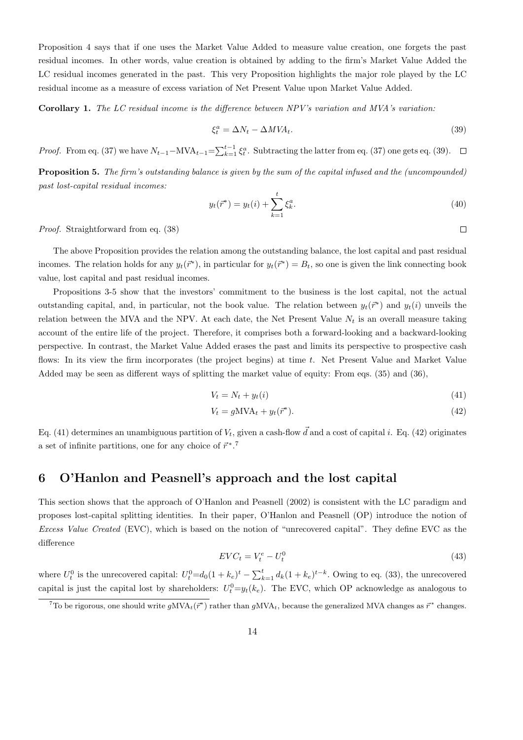Proposition 4 says that if one uses the Market Value Added to measure value creation, one forgets the past residual incomes. In other words, value creation is obtained by adding to the firm's Market Value Added the LC residual incomes generated in the past. This very Proposition highlights the major role played by the LC residual income as a measure of excess variation of Net Present Value upon Market Value Added.

**Corollary 1.** *The LC residual income is the difference between NPV's variation and MVA's variation:*

$$\xi_t^a = \Delta N_t - \Delta MVA_t. \tag{39}$$

*Proof.* From eq. (37) we have $N_{t-1} - \text{MVA}_{t-1} = \sum_{k=1}^{t-1} \xi_t^a$. Subtracting the latter from eq. (37) one gets eq. (39). $\square$

**Proposition 5.** *The firm's outstanding balance is given by the sum of the capital infused and the (uncompounded) past lost-capital residual incomes:*

$$y_t(\vec{r}^*) = y_t(i) + \sum_{k=1}^{t} \xi_k^a. \tag{40}$$

*Proof.* Straightforward from eq. (38) $\square$

The above Proposition provides the relation among the outstanding balance, the lost capital and past residual incomes. The relation holds for any $y_t(\vec{r}^*)$, in particular for $y_t(\vec{r}^*) = B_t$, so one is given the link connecting book value, lost capital and past residual incomes.

Propositions 3-5 show that the investors' commitment to the business is the lost capital, not the actual outstanding capital, and, in particular, not the book value. The relation between $y_t(\vec{r}^*)$ and $y_t(i)$ unveils the relation between the MVA and the NPV. At each date, the Net Present Value $N_t$ is an overall measure taking account of the entire life of the project. Therefore, it comprises both a forward-looking and a backward-looking perspective. In contrast, the Market Value Added erases the past and limits its perspective to prospective cash flows: In its view the firm incorporates (the project begins) at time $t$. Net Present Value and Market Value Added may be seen as different ways of splitting the market value of equity: From eqs. (35) and (36),

$$V_t = N_t + y_t(i) \tag{41}$$

$$V_t = g\text{MVA}_t + y_t(\vec{r}^*). \tag{42}$$

Eq. (41) determines an unambiguous partition of $V_t$, given a cash-flow $\vec{d}$ and a cost of capital $i$. Eq. (42) originates a set of infinite partitions, one for any choice of $\vec{r}^*$.[7]

## 6 O'Hanlon and Peasnell's approach and the lost capital

This section shows that the approach of O'Hanlon and Peasnell (2002) is consistent with the LC paradigm and proposes lost-capital splitting identities. In their paper, O'Hanlon and Peasnell (OP) introduce the notion of *Excess Value Created* (EVC), which is based on the notion of "unrecovered capital". They define EVC as the difference

$$EVC_t = V_t^e - U_t^0 \tag{43}$$

where $U_t^0$ is the unrecovered capital: $U_t^0 = d_0(1 + k_e)^t - \sum_{k=1}^{t} d_k(1 + k_e)^{t-k}$. Owing to eq. (33), the unrecovered capital is just the capital lost by shareholders: $U_t^0 = y_t(k_e)$. The EVC, which OP acknowledge as analogous to

[7] To be rigorous, one should write $g\text{MVA}_t(\vec{r}^*)$ rather than $g\text{MVA}_t$, because the generalized MVA changes as $\vec{r}^*$ changes.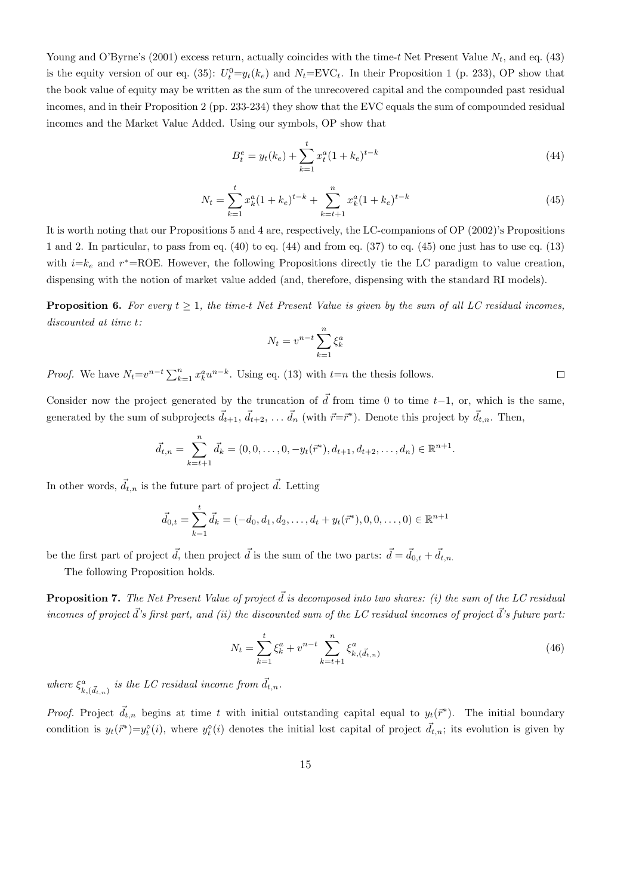Young and O'Byrne's (2001) excess return, actually coincides with the time-$t$ Net Present Value $N_t$, and eq. (43) is the equity version of our eq. (35): $U_t^0 = y_t(k_e)$ and $N_t = \text{EVC}_t$. In their Proposition 1 (p. 233), OP show that the book value of equity may be written as the sum of the unrecovered capital and the compounded past residual incomes, and in their Proposition 2 (pp. 233-234) they show that the EVC equals the sum of compounded residual incomes and the Market Value Added. Using our symbols, OP show that

$$B_t^e = y_t(k_e) + \sum_{k=1}^{t} x_t^a (1+k_e)^{t-k} \tag{44}$$

$$N_t = \sum_{k=1}^{t} x_k^a (1+k_e)^{t-k} + \sum_{k=t+1}^{n} x_k^a (1+k_e)^{t-k} \tag{45}$$

It is worth noting that our Propositions 5 and 4 are, respectively, the LC-companions of OP (2002)'s Propositions 1 and 2. In particular, to pass from eq. (40) to eq. (44) and from eq. (37) to eq. (45) one just has to use eq. (13) with $i = k_e$ and $r^* = \text{ROE}$. However, the following Propositions directly tie the LC paradigm to value creation, dispensing with the notion of market value added (and, therefore, dispensing with the standard RI models).

**Proposition 6.** *For every $t \geq 1$, the time-$t$ Net Present Value is given by the sum of all LC residual incomes, discounted at time $t$:*

$$N_t = v^{n-t} \sum_{k=1}^{n} \xi_k^a$$

*Proof.* We have $N_t = v^{n-t} \sum_{k=1}^{n} x_k^a u^{n-k}$. Using eq. (13) with $t = n$ the thesis follows. □

Consider now the project generated by the truncation of $\vec{d}$ from time 0 to time $t-1$, or, which is the same, generated by the sum of subprojects $\vec{d}_{t+1}, \vec{d}_{t+2}, \ldots \vec{d}_n$ (with $\vec{r} = \vec{r}^*$). Denote this project by $\vec{d}_{t,n}$. Then,

$$\vec{d}_{t,n} = \sum_{k=t+1}^{n} \vec{d}_k = (0, 0, \ldots, 0, -y_t(\vec{r}^*), d_{t+1}, d_{t+2}, \ldots, d_n) \in \mathbb{R}^{n+1}.$$

In other words, $\vec{d}_{t,n}$ is the future part of project $\vec{d}$. Letting

$$\vec{d}_{0,t} = \sum_{k=1}^{t} \vec{d}_k = (-d_0, d_1, d_2, \ldots, d_t + y_t(\vec{r}^*), 0, 0, \ldots, 0) \in \mathbb{R}^{n+1}$$

be the first part of project $\vec{d}$, then project $\vec{d}$ is the sum of the two parts: $\vec{d} = \vec{d}_{0,t} + \vec{d}_{t,n}$.

The following Proposition holds.

**Proposition 7.** *The Net Present Value of project $\vec{d}$ is decomposed into two shares: (i) the sum of the LC residual incomes of project $\vec{d}$'s first part, and (ii) the discounted sum of the LC residual incomes of project $\vec{d}$'s future part:*

$$N_t = \sum_{k=1}^{t} \xi_k^a + v^{n-t} \sum_{k=t+1}^{n} \xi_{k,(\vec{d}_{t,n})}^a \tag{46}$$

*where $\xi_{k,(\vec{d}_{t,n})}^a$ is the LC residual income from $\vec{d}_{t,n}$.*

*Proof.* Project $\vec{d}_{t,n}$ begins at time $t$ with initial outstanding capital equal to $y_t(\vec{r}^*)$. The initial boundary condition is $y_t(\vec{r}^*) = y_t^{\circ}(i)$, where $y_t^{\circ}(i)$ denotes the initial lost capital of project $\vec{d}_{t,n}$; its evolution is given by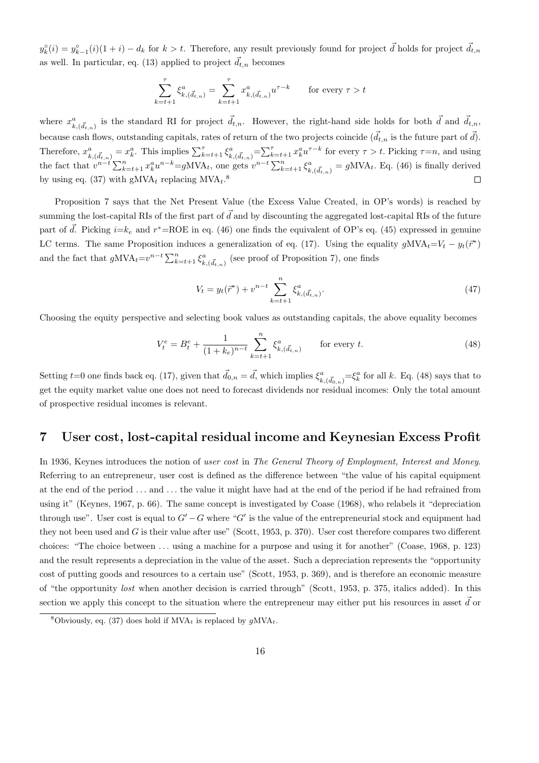$y_k^\circ(i) = y_{k-1}^\circ(i)(1+i) - d_k$ for $k > t$. Therefore, any result previously found for project $\vec{d}$ holds for project $\vec{d}_{t,n}$ as well. In particular, eq. (13) applied to project $\vec{d}_{t,n}$ becomes

$$\sum_{k=t+1}^{\tau} \xi^a_{k,(\vec{d}_{t,n})} = \sum_{k=t+1}^{\tau} x^a_{k,(\vec{d}_{t,n})} u^{\tau-k} \qquad \text{for every } \tau > t$$

where $x^a_{k,(\vec{d}_{t,n})}$ is the standard RI for project $\vec{d}_{t,n}$. However, the right-hand side holds for both $\vec{d}$ and $\vec{d}_{t,n}$, because cash flows, outstanding capitals, rates of return of the two projects coincide ($\vec{d}_{t,n}$ is the future part of $\vec{d}$). Therefore, $x^a_{k,(\vec{d}_{t,n})} = x^a_k$. This implies $\sum_{k=t+1}^{\tau} \xi^a_{k,(\vec{d}_{t,n})} = \sum_{k=t+1}^{\tau} x^a_k u^{\tau-k}$ for every $\tau > t$. Picking $\tau = n$, and using the fact that $v^{n-t} \sum_{k=t+1}^{n} x^a_k u^{n-k} = g\text{MVA}_t$, one gets $v^{n-t} \sum_{k=t+1}^{n} \xi^a_{k,(\vec{d}_{t,n})} = g\text{MVA}_t$. Eq. (46) is finally derived by using eq. (37) with gMVA$_t$ replacing MVA$_t$.[8] □

Proposition 7 says that the Net Present Value (the Excess Value Created, in OP's words) is reached by summing the lost-capital RIs of the first part of $\vec{d}$ and by discounting the aggregated lost-capital RIs of the future part of $\vec{d}$. Picking $i = k_e$ and $r^* = \text{ROE}$ in eq. (46) one finds the equivalent of OP's eq. (45) expressed in genuine LC terms. The same Proposition induces a generalization of eq. (17). Using the equality $g\text{MVA}_t = V_t - y_t(\vec{r}^*)$ and the fact that $g\text{MVA}_t = v^{n-t} \sum_{k=t+1}^{n} \xi^a_{k,(\vec{d}_{t,n})}$ (see proof of Proposition 7), one finds

$$V_t = y_t(\vec{r}^*) + v^{n-t} \sum_{k=t+1}^{n} \xi^a_{k,(\vec{d}_{t,n})}. \tag{47}$$

Choosing the equity perspective and selecting book values as outstanding capitals, the above equality becomes

$$V^e_t = B^e_t + \frac{1}{(1+k_e)^{n-t}} \sum_{k=t+1}^{n} \xi^a_{k,(\vec{d}_{t,n})} \qquad \text{for every } t. \tag{48}$$

Setting $t=0$ one finds back eq. (17), given that $\vec{d}_{0,n} = \vec{d}$, which implies $\xi^a_{k,(\vec{d}_{0,n})} = \xi^a_k$ for all $k$. Eq. (48) says that to get the equity market value one does not need to forecast dividends nor residual incomes: Only the total amount of prospective residual incomes is relevant.

## 7 User cost, lost-capital residual income and Keynesian Excess Profit

In 1936, Keynes introduces the notion of *user cost* in *The General Theory of Employment, Interest and Money*. Referring to an entrepreneur, user cost is defined as the difference between "the value of his capital equipment at the end of the period ... and ... the value it might have had at the end of the period if he had refrained from using it" (Keynes, 1967, p. 66). The same concept is investigated by Coase (1968), who relabels it "depreciation through use". User cost is equal to $G' - G$ where "$G'$ is the value of the entrepreneurial stock and equipment had they not been used and $G$ is their value after use" (Scott, 1953, p. 370). User cost therefore compares two different choices: "The choice between ... using a machine for a purpose and using it for another" (Coase, 1968, p. 123) and the result represents a depreciation in the value of the asset. Such a depreciation represents the "opportunity cost of putting goods and resources to a certain use" (Scott, 1953, p. 369), and is therefore an economic measure of "the opportunity *lost* when another decision is carried through" (Scott, 1953, p. 375, italics added). In this section we apply this concept to the situation where the entrepreneur may either put his resources in asset $\vec{d}$ or

[8] Obviously, eq. (37) does hold if MVA$_t$ is replaced by $g$MVA$_t$.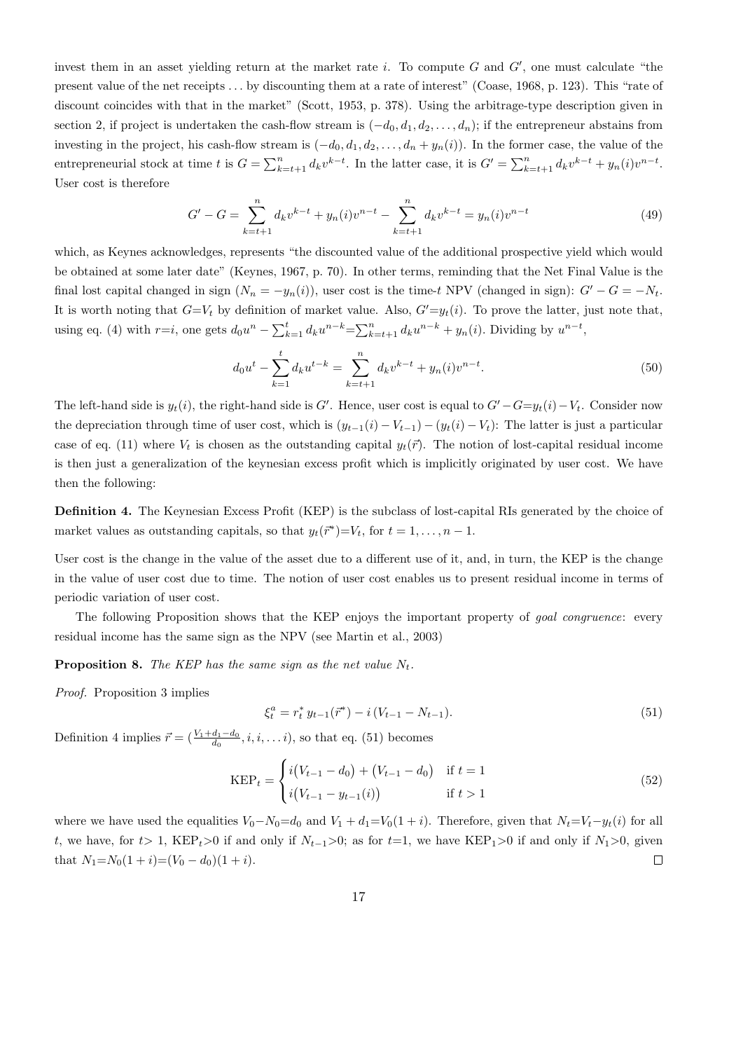invest them in an asset yielding return at the market rate $i$. To compute $G$ and $G'$, one must calculate "the present value of the net receipts ... by discounting them at a rate of interest" (Coase, 1968, p. 123). This "rate of discount coincides with that in the market" (Scott, 1953, p. 378). Using the arbitrage-type description given in section 2, if project is undertaken the cash-flow stream is $(-d_0, d_1, d_2, \ldots, d_n)$; if the entrepreneur abstains from investing in the project, his cash-flow stream is $(-d_0, d_1, d_2, \ldots, d_n + y_n(i))$. In the former case, the value of the entrepreneurial stock at time $t$ is $G = \sum_{k=t+1}^{n} d_k v^{k-t}$. In the latter case, it is $G' = \sum_{k=t+1}^{n} d_k v^{k-t} + y_n(i)v^{n-t}$. User cost is therefore

$$G' - G = \sum_{k=t+1}^{n} d_k v^{k-t} + y_n(i)v^{n-t} - \sum_{k=t+1}^{n} d_k v^{k-t} = y_n(i)v^{n-t} \tag{49}$$

which, as Keynes acknowledges, represents "the discounted value of the additional prospective yield which would be obtained at some later date" (Keynes, 1967, p. 70). In other terms, reminding that the Net Final Value is the final lost capital changed in sign ($N_n = -y_n(i)$), user cost is the time-$t$ NPV (changed in sign): $G' - G = -N_t$. It is worth noting that $G{=}V_t$ by definition of market value. Also, $G'{=}y_t(i)$. To prove the latter, just note that, using eq. (4) with $r{=}i$, one gets $d_0 u^n - \sum_{k=1}^{t} d_k u^{n-k} {=} \sum_{k=t+1}^{n} d_k u^{n-k} + y_n(i)$. Dividing by $u^{n-t}$,

$$d_0 u^t - \sum_{k=1}^{t} d_k u^{t-k} = \sum_{k=t+1}^{n} d_k v^{k-t} + y_n(i)v^{n-t}. \tag{50}$$

The left-hand side is $y_t(i)$, the right-hand side is $G'$. Hence, user cost is equal to $G' - G{=}y_t(i) - V_t$. Consider now the depreciation through time of user cost, which is $(y_{t-1}(i) - V_{t-1}) - (y_t(i) - V_t)$: The latter is just a particular case of eq. (11) where $V_t$ is chosen as the outstanding capital $y_t(\vec{r})$. The notion of lost-capital residual income is then just a generalization of the keynesian excess profit which is implicitly originated by user cost. We have then the following:

**Definition 4.** The Keynesian Excess Profit (KEP) is the subclass of lost-capital RIs generated by the choice of market values as outstanding capitals, so that $y_t(\vec{r}^*){=}V_t$, for $t = 1, \ldots, n-1$.

User cost is the change in the value of the asset due to a different use of it, and, in turn, the KEP is the change in the value of user cost due to time. The notion of user cost enables us to present residual income in terms of periodic variation of user cost.

The following Proposition shows that the KEP enjoys the important property of *goal congruence*: every residual income has the same sign as the NPV (see Martin et al., 2003)

**Proposition 8.** *The KEP has the same sign as the net value $N_t$.*

*Proof.* Proposition 3 implies

$$\xi_t^a = r_t^* \, y_{t-1}(\vec{r}^*) - i\,(V_{t-1} - N_{t-1}). \tag{51}$$

Definition 4 implies $\vec{r} = (\frac{V_1 + d_1 - d_0}{d_0}, i, i, \ldots i)$, so that eq. (51) becomes

$$\text{KEP}_t = \begin{cases} i\big(V_{t-1} - d_0\big) + \big(V_{t-1} - d_0\big) & \text{if } t = 1 \\ i\big(V_{t-1} - y_{t-1}(i)\big) & \text{if } t > 1 \end{cases} \tag{52}$$

where we have used the equalities $V_0{-}N_0{=}d_0$ and $V_1 + d_1{=}V_0(1+i)$. Therefore, given that $N_t{=}V_t{-}y_t(i)$ for all $t$, we have, for $t{>}\ 1$, $\text{KEP}_t{>}0$ if and only if $N_{t-1}{>}0$; as for $t{=}1$, we have $\text{KEP}_1{>}0$ if and only if $N_1{>}0$, given that $N_1{=}N_0(1+i){=}(V_0 - d_0)(1+i)$. $\square$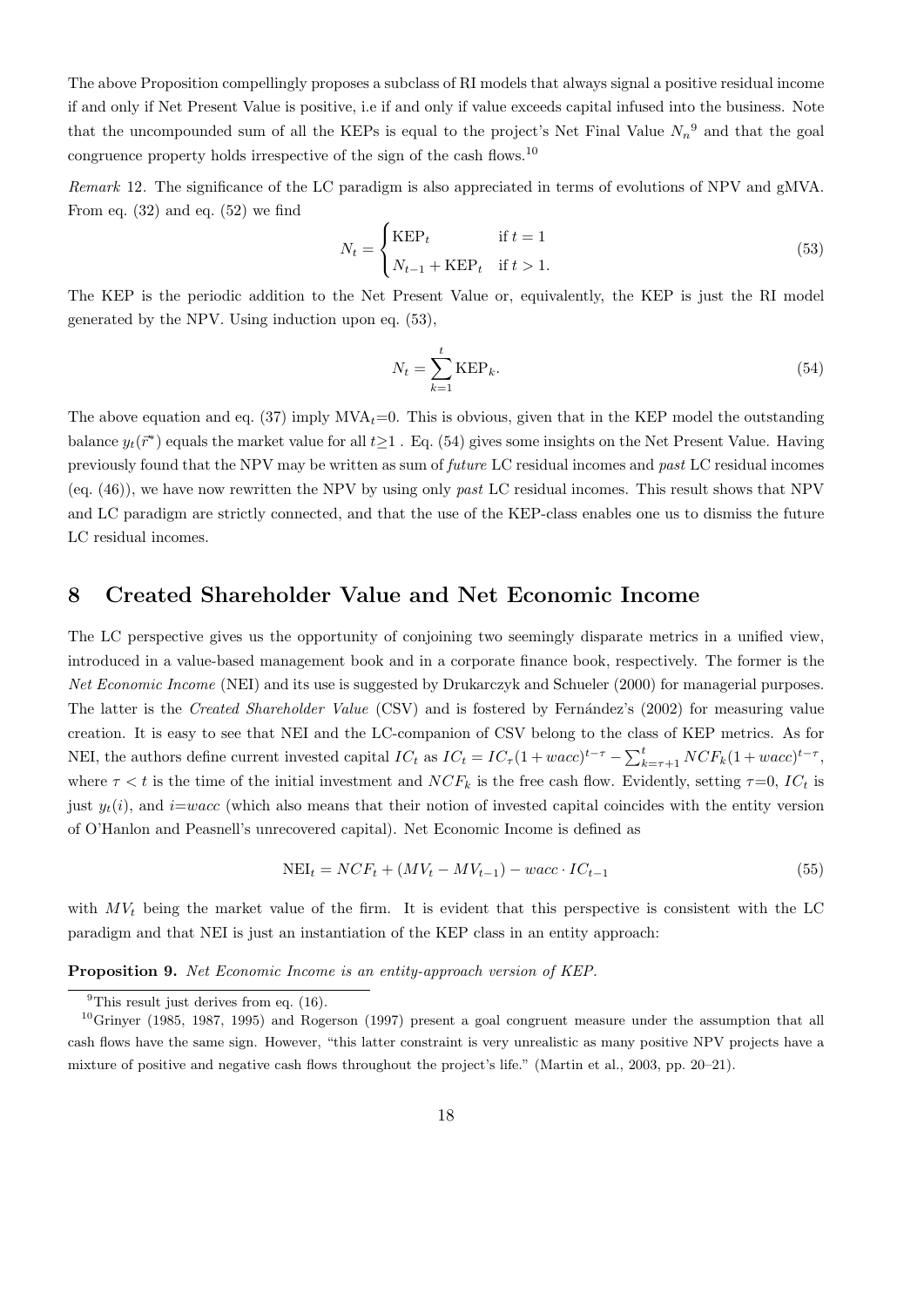The above Proposition compellingly proposes a subclass of RI models that always signal a positive residual income if and only if Net Present Value is positive, i.e if and only if value exceeds capital infused into the business. Note that the uncompounded sum of all the KEPs is equal to the project's Net Final Value $N_n$[9] and that the goal congruence property holds irrespective of the sign of the cash flows.[10]

*Remark* 12. The significance of the LC paradigm is also appreciated in terms of evolutions of NPV and gMVA. From eq. (32) and eq. (52) we find

$$N_t = \begin{cases} \text{KEP}_t & \text{if } t = 1 \\ N_{t-1} + \text{KEP}_t & \text{if } t > 1. \end{cases} \tag{53}$$

The KEP is the periodic addition to the Net Present Value or, equivalently, the KEP is just the RI model generated by the NPV. Using induction upon eq. (53),

$$N_t = \sum_{k=1}^{t} \text{KEP}_k. \tag{54}$$

The above equation and eq. (37) imply $\text{MVA}_t$=0. This is obvious, given that in the KEP model the outstanding balance $y_t(\vec{r}^*)$ equals the market value for all $t \geq 1$ . Eq. (54) gives some insights on the Net Present Value. Having previously found that the NPV may be written as sum of *future* LC residual incomes and *past* LC residual incomes (eq. (46)), we have now rewritten the NPV by using only *past* LC residual incomes. This result shows that NPV and LC paradigm are strictly connected, and that the use of the KEP-class enables one us to dismiss the future LC residual incomes.

## 8 Created Shareholder Value and Net Economic Income

The LC perspective gives us the opportunity of conjoining two seemingly disparate metrics in a unified view, introduced in a value-based management book and in a corporate finance book, respectively. The former is the *Net Economic Income* (NEI) and its use is suggested by Drukarczyk and Schueler (2000) for managerial purposes. The latter is the *Created Shareholder Value* (CSV) and is fostered by Fernández's (2002) for measuring value creation. It is easy to see that NEI and the LC-companion of CSV belong to the class of KEP metrics. As for NEI, the authors define current invested capital $IC_t$ as $IC_t = IC_\tau(1 + wacc)^{t-\tau} - \sum_{k=\tau+1}^{t} NCF_k(1 + wacc)^{t-\tau}$, where $\tau < t$ is the time of the initial investment and $NCF_k$ is the free cash flow. Evidently, setting $\tau$=0, $IC_t$ is just $y_t(i)$, and $i$=$wacc$ (which also means that their notion of invested capital coincides with the entity version of O'Hanlon and Peasnell's unrecovered capital). Net Economic Income is defined as

$$\text{NEI}_t = NCF_t + (MV_t - MV_{t-1}) - wacc \cdot IC_{t-1} \tag{55}$$

with $MV_t$ being the market value of the firm. It is evident that this perspective is consistent with the LC paradigm and that NEI is just an instantiation of the KEP class in an entity approach:

**Proposition 9.** *Net Economic Income is an entity-approach version of KEP.*

---

[9] This result just derives from eq. (16).

[10] Grinyer (1985, 1987, 1995) and Rogerson (1997) present a goal congruent measure under the assumption that all cash flows have the same sign. However, "this latter constraint is very unrealistic as many positive NPV projects have a mixture of positive and negative cash flows throughout the project's life." (Martin et al., 2003, pp. 20–21).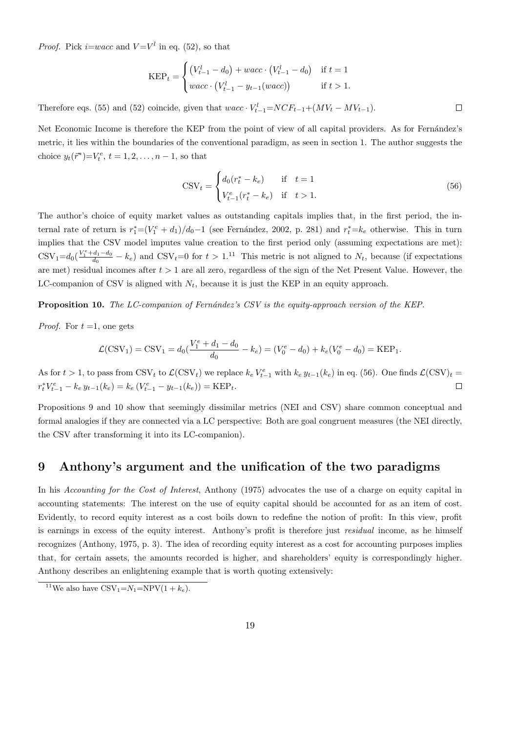*Proof.* Pick $i{=}wacc$ and $V{=}V^l$ in eq. (52), so that

$$\text{KEP}_t = \begin{cases} \left(V^l_{t-1} - d_0\right) + wacc \cdot \left(V^l_{t-1} - d_0\right) & \text{if } t = 1 \\ wacc \cdot \left(V^l_{t-1} - y_{t-1}(wacc)\right) & \text{if } t > 1. \end{cases}$$

Therefore eqs. (55) and (52) coincide, given that $wacc \cdot V^l_{t-1}{=}NCF_{t-1}{+}(MV_t - MV_{t-1})$. ∎

Net Economic Income is therefore the KEP from the point of view of all capital providers. As for Fernández's metric, it lies within the boundaries of the conventional paradigm, as seen in section 1. The author suggests the choice $y_t(\vec{r}^*){=}V^e_t$, $t = 1, 2, \ldots, n-1$, so that

$$\text{CSV}_t = \begin{cases} d_0(r^*_t - k_e) & \text{if} \quad t = 1 \\ V^e_{t-1}(r^*_t - k_e) & \text{if} \quad t > 1. \end{cases} \tag{56}$$

The author's choice of equity market values as outstanding capitals implies that, in the first period, the internal rate of return is $r^*_1{=}(V^e_1 + d_1)/d_0{-}1$ (see Fernández, 2002, p. 281) and $r^*_t{=}k_e$ otherwise. This in turn implies that the CSV model imputes value creation to the first period only (assuming expectations are met): $\text{CSV}_1{=}d_0(\frac{V^e_1+d_1-d_0}{d_0} - k_e)$ and $\text{CSV}_t{=}0$ for $t > 1$.[11] This metric is not aligned to $N_t$, because (if expectations are met) residual incomes after $t > 1$ are all zero, regardless of the sign of the Net Present Value. However, the LC-companion of CSV is aligned with $N_t$, because it is just the KEP in an equity approach.

**Proposition 10.** *The LC-companion of Fernández's CSV is the equity-approach version of the KEP.*

*Proof.* For $t$ =1, one gets

$$\mathcal{L}(\text{CSV}_1) = \text{CSV}_1 = d_0(\frac{V^e_1 + d_1 - d_0}{d_0} - k_e) = (V^e_0 - d_0) + k_e(V^e_0 - d_0) = \text{KEP}_1.$$

As for $t > 1$, to pass from $\text{CSV}_t$ to $\mathcal{L}(\text{CSV}_t)$ we replace $k_e\, V^e_{t-1}$ with $k_e\, y_{t-1}(k_e)$ in eq. (56). One finds $\mathcal{L}(\text{CSV})_t = r^*_t V^e_{t-1} - k_e\, y_{t-1}(k_e) = k_e\, (V^e_{t-1} - y_{t-1}(k_e)) = \text{KEP}_t$. ∎

Propositions 9 and 10 show that seemingly dissimilar metrics (NEI and CSV) share common conceptual and formal analogies if they are connected via a LC perspective: Both are goal congruent measures (the NEI directly, the CSV after transforming it into its LC-companion).

# 9 Anthony's argument and the unification of the two paradigms

In his *Accounting for the Cost of Interest*, Anthony (1975) advocates the use of a charge on equity capital in accounting statements: The interest on the use of equity capital should be accounted for as an item of cost. Evidently, to record equity interest as a cost boils down to redefine the notion of profit: In this view, profit is earnings in excess of the equity interest. Anthony's profit is therefore just *residual* income, as he himself recognizes (Anthony, 1975, p. 3). The idea of recording equity interest as a cost for accounting purposes implies that, for certain assets, the amounts recorded is higher, and shareholders' equity is correspondingly higher. Anthony describes an enlightening example that is worth quoting extensively:

[11] We also have $\text{CSV}_1{=}N_1{=}\text{NPV}(1 + k_e)$.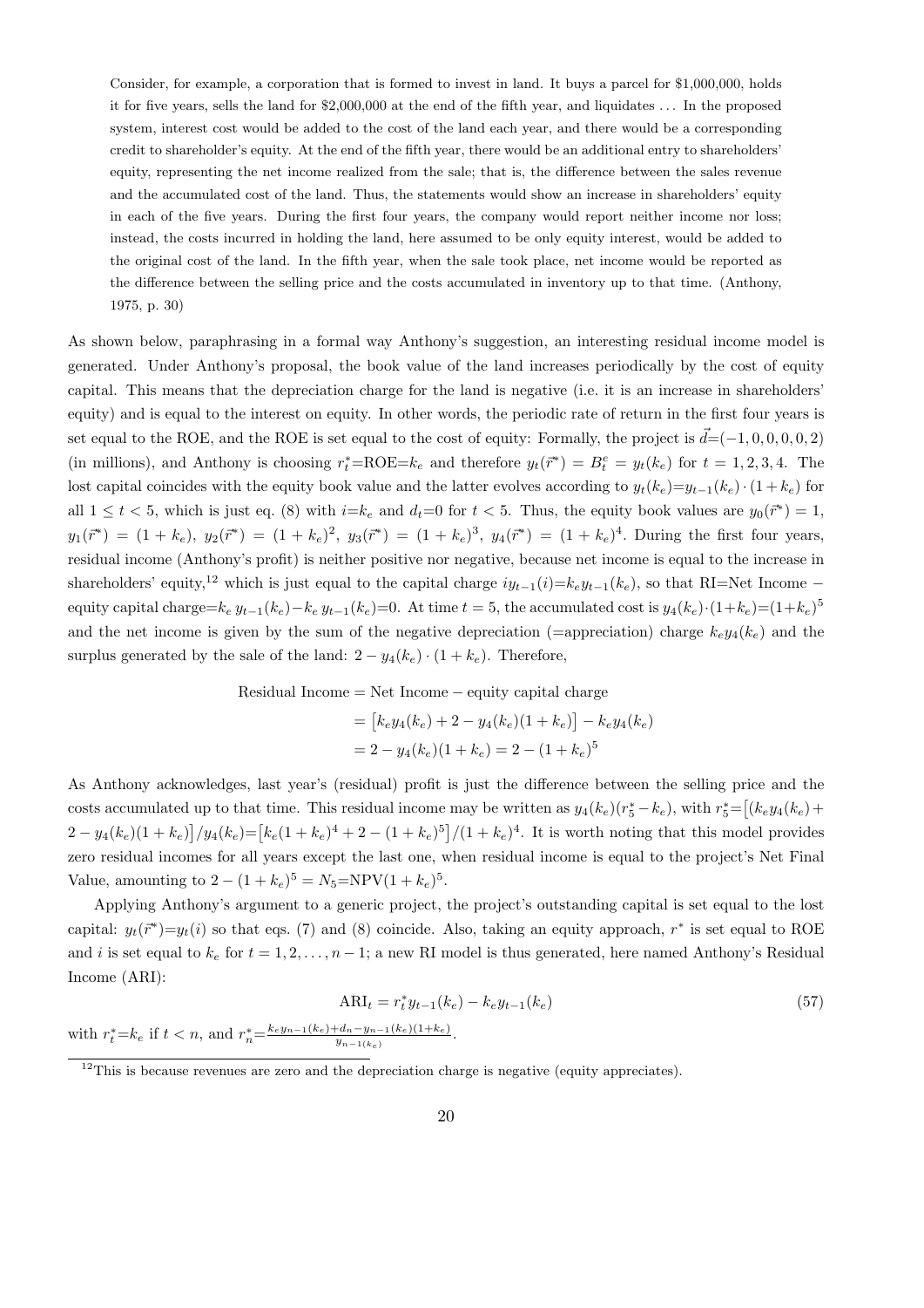> Consider, for example, a corporation that is formed to invest in land. It buys a parcel for \$1,000,000, holds it for five years, sells the land for \$2,000,000 at the end of the fifth year, and liquidates ... In the proposed system, interest cost would be added to the cost of the land each year, and there would be a corresponding credit to shareholder's equity. At the end of the fifth year, there would be an additional entry to shareholders' equity, representing the net income realized from the sale; that is, the difference between the sales revenue and the accumulated cost of the land. Thus, the statements would show an increase in shareholders' equity in each of the five years. During the first four years, the company would report neither income nor loss; instead, the costs incurred in holding the land, here assumed to be only equity interest, would be added to the original cost of the land. In the fifth year, when the sale took place, net income would be reported as the difference between the selling price and the costs accumulated in inventory up to that time. (Anthony, 1975, p. 30)

As shown below, paraphrasing in a formal way Anthony's suggestion, an interesting residual income model is generated. Under Anthony's proposal, the book value of the land increases periodically by the cost of equity capital. This means that the depreciation charge for the land is negative (i.e. it is an increase in shareholders' equity) and is equal to the interest on equity. In other words, the periodic rate of return in the first four years is set equal to the ROE, and the ROE is set equal to the cost of equity: Formally, the project is $\vec{d}=(-1,0,0,0,0,2)$ (in millions), and Anthony is choosing $r_t^*=\text{ROE}=k_e$ and therefore $y_t(\vec{r}^*)=B_t^e=y_t(k_e)$ for $t=1,2,3,4$. The lost capital coincides with the equity book value and the latter evolves according to $y_t(k_e)=y_{t-1}(k_e)\cdot(1+k_e)$ for all $1\leq t<5$, which is just eq. (8) with $i=k_e$ and $d_t=0$ for $t<5$. Thus, the equity book values are $y_0(\vec{r}^*)=1$, $y_1(\vec{r}^*)=(1+k_e)$, $y_2(\vec{r}^*)=(1+k_e)^2$, $y_3(\vec{r}^*)=(1+k_e)^3$, $y_4(\vec{r}^*)=(1+k_e)^4$. During the first four years, residual income (Anthony's profit) is neither positive nor negative, because net income is equal to the increase in shareholders' equity,[12] which is just equal to the capital charge $iy_{t-1}(i)=k_ey_{t-1}(k_e)$, so that RI=Net Income − equity capital charge$=k_e\,y_{t-1}(k_e)-k_e\,y_{t-1}(k_e)=0$. At time $t=5$, the accumulated cost is $y_4(k_e)\cdot(1+k_e)=(1+k_e)^5$ and the net income is given by the sum of the negative depreciation (=appreciation) charge $k_ey_4(k_e)$ and the surplus generated by the sale of the land: $2-y_4(k_e)\cdot(1+k_e)$. Therefore,

$$
\begin{aligned}
\text{Residual Income} &= \text{Net Income} - \text{equity capital charge}\\
&= \big[k_ey_4(k_e)+2-y_4(k_e)(1+k_e)\big]-k_ey_4(k_e)\\
&= 2-y_4(k_e)(1+k_e)=2-(1+k_e)^5
\end{aligned}
$$

As Anthony acknowledges, last year's (residual) profit is just the difference between the selling price and the costs accumulated up to that time. This residual income may be written as $y_4(k_e)(r_5^*-k_e)$, with $r_5^*=\big[(k_ey_4(k_e)+2-y_4(k_e)(1+k_e)\big]/y_4(k_e)=\big[k_e(1+k_e)^4+2-(1+k_e)^5\big]/(1+k_e)^4$. It is worth noting that this model provides zero residual incomes for all years except the last one, when residual income is equal to the project's Net Final Value, amounting to $2-(1+k_e)^5=N_5=\text{NPV}(1+k_e)^5$.

Applying Anthony's argument to a generic project, the project's outstanding capital is set equal to the lost capital: $y_t(\vec{r}^*)=y_t(i)$ so that eqs. (7) and (8) coincide. Also, taking an equity approach, $r^*$ is set equal to ROE and $i$ is set equal to $k_e$ for $t=1,2,\dots,n-1$; a new RI model is thus generated, here named Anthony's Residual Income (ARI):

$$
\text{ARI}_t=r_t^*y_{t-1}(k_e)-k_ey_{t-1}(k_e) \tag{57}
$$

with $r_t^*=k_e$ if $t<n$, and $r_n^*=\frac{k_ey_{n-1}(k_e)+d_n-y_{n-1}(k_e)(1+k_e)}{y_{n-1}(k_e)}$.

[12] This is because revenues are zero and the depreciation charge is negative (equity appreciates).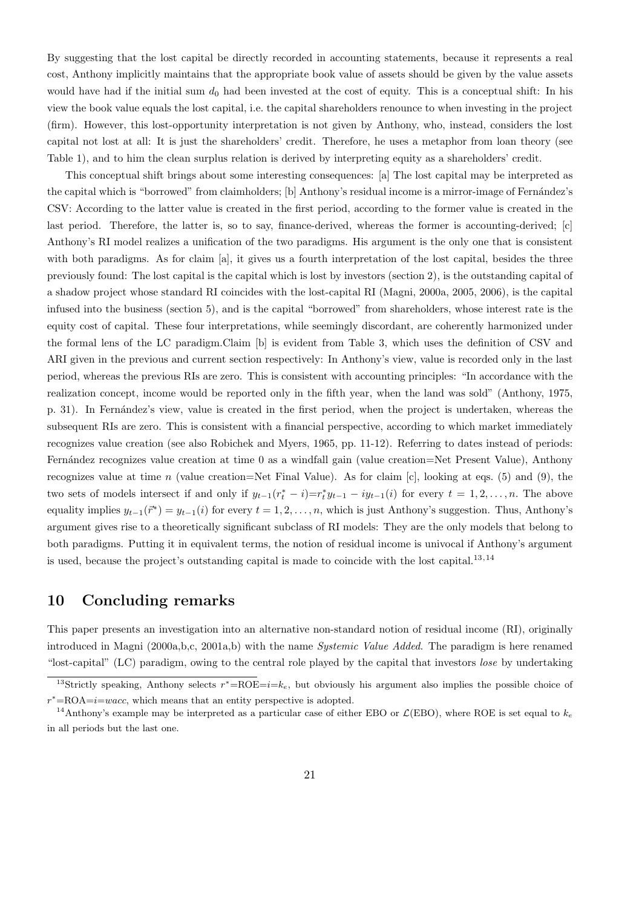By suggesting that the lost capital be directly recorded in accounting statements, because it represents a real cost, Anthony implicitly maintains that the appropriate book value of assets should be given by the value assets would have had if the initial sum $d_0$ had been invested at the cost of equity. This is a conceptual shift: In his view the book value equals the lost capital, i.e. the capital shareholders renounce to when investing in the project (firm). However, this lost-opportunity interpretation is not given by Anthony, who, instead, considers the lost capital not lost at all: It is just the shareholders' credit. Therefore, he uses a metaphor from loan theory (see Table 1), and to him the clean surplus relation is derived by interpreting equity as a shareholders' credit.

This conceptual shift brings about some interesting consequences: [a] The lost capital may be interpreted as the capital which is "borrowed" from claimholders; [b] Anthony's residual income is a mirror-image of Fernández's CSV: According to the latter value is created in the first period, according to the former value is created in the last period. Therefore, the latter is, so to say, finance-derived, whereas the former is accounting-derived; [c] Anthony's RI model realizes a unification of the two paradigms. His argument is the only one that is consistent with both paradigms. As for claim [a], it gives us a fourth interpretation of the lost capital, besides the three previously found: The lost capital is the capital which is lost by investors (section 2), is the outstanding capital of a shadow project whose standard RI coincides with the lost-capital RI (Magni, 2000a, 2005, 2006), is the capital infused into the business (section 5), and is the capital "borrowed" from shareholders, whose interest rate is the equity cost of capital. These four interpretations, while seemingly discordant, are coherently harmonized under the formal lens of the LC paradigm.Claim [b] is evident from Table 3, which uses the definition of CSV and ARI given in the previous and current section respectively: In Anthony's view, value is recorded only in the last period, whereas the previous RIs are zero. This is consistent with accounting principles: "In accordance with the realization concept, income would be reported only in the fifth year, when the land was sold" (Anthony, 1975, p. 31). In Fernández's view, value is created in the first period, when the project is undertaken, whereas the subsequent RIs are zero. This is consistent with a financial perspective, according to which market immediately recognizes value creation (see also Robichek and Myers, 1965, pp. 11-12). Referring to dates instead of periods: Fernández recognizes value creation at time 0 as a windfall gain (value creation=Net Present Value), Anthony recognizes value at time $n$ (value creation=Net Final Value). As for claim [c], looking at eqs. (5) and (9), the two sets of models intersect if and only if $y_{t-1}(r_t^* - i) = r_t^* y_{t-1} - i y_{t-1}(i)$ for every $t = 1, 2, \ldots, n$. The above equality implies $y_{t-1}(\vec{r}^*) = y_{t-1}(i)$ for every $t = 1, 2, \ldots, n$, which is just Anthony's suggestion. Thus, Anthony's argument gives rise to a theoretically significant subclass of RI models: They are the only models that belong to both paradigms. Putting it in equivalent terms, the notion of residual income is univocal if Anthony's argument is used, because the project's outstanding capital is made to coincide with the lost capital.[13,14]

## 10 Concluding remarks

This paper presents an investigation into an alternative non-standard notion of residual income (RI), originally introduced in Magni (2000a,b,c, 2001a,b) with the name *Systemic Value Added*. The paradigm is here renamed "lost-capital" (LC) paradigm, owing to the central role played by the capital that investors *lose* by undertaking

[13] Strictly speaking, Anthony selects $r^*$=ROE=$i$=$k_e$, but obviously his argument also implies the possible choice of $r^*$=ROA=$i$=$wacc$, which means that an entity perspective is adopted.

[14] Anthony's example may be interpreted as a particular case of either EBO or $\mathcal{L}$(EBO), where ROE is set equal to $k_e$ in all periods but the last one.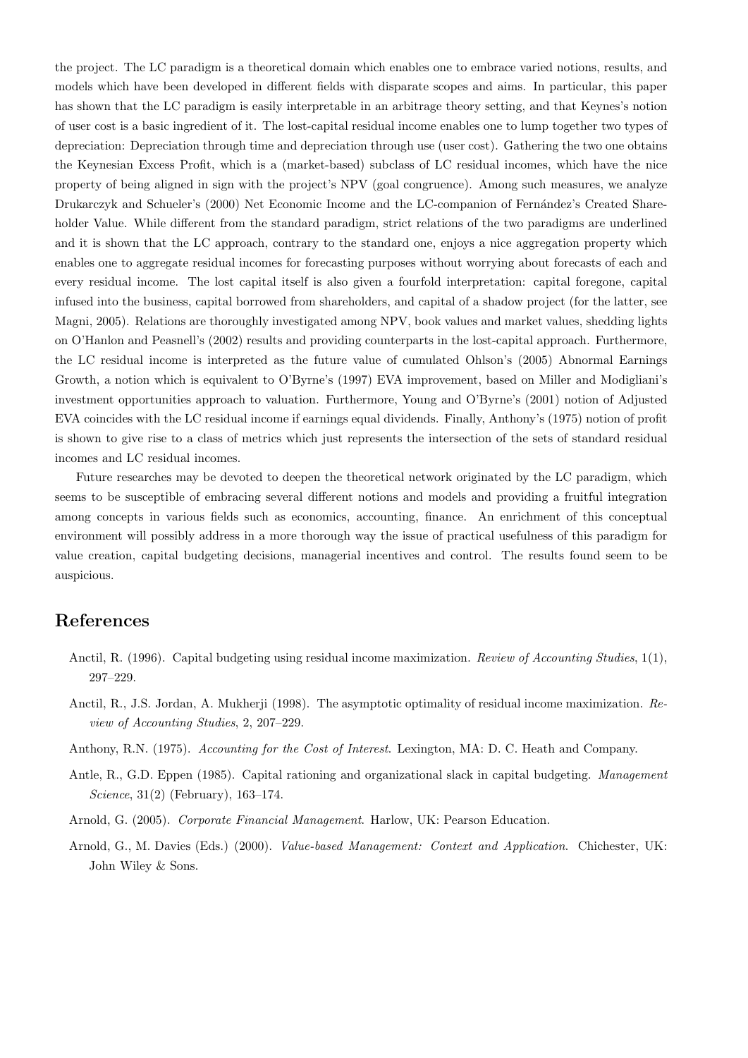the project. The LC paradigm is a theoretical domain which enables one to embrace varied notions, results, and models which have been developed in different fields with disparate scopes and aims. In particular, this paper has shown that the LC paradigm is easily interpretable in an arbitrage theory setting, and that Keynes's notion of user cost is a basic ingredient of it. The lost-capital residual income enables one to lump together two types of depreciation: Depreciation through time and depreciation through use (user cost). Gathering the two one obtains the Keynesian Excess Profit, which is a (market-based) subclass of LC residual incomes, which have the nice property of being aligned in sign with the project's NPV (goal congruence). Among such measures, we analyze Drukarczyk and Schueler's (2000) Net Economic Income and the LC-companion of Fernández's Created Shareholder Value. While different from the standard paradigm, strict relations of the two paradigms are underlined and it is shown that the LC approach, contrary to the standard one, enjoys a nice aggregation property which enables one to aggregate residual incomes for forecasting purposes without worrying about forecasts of each and every residual income. The lost capital itself is also given a fourfold interpretation: capital foregone, capital infused into the business, capital borrowed from shareholders, and capital of a shadow project (for the latter, see Magni, 2005). Relations are thoroughly investigated among NPV, book values and market values, shedding lights on O'Hanlon and Peasnell's (2002) results and providing counterparts in the lost-capital approach. Furthermore, the LC residual income is interpreted as the future value of cumulated Ohlson's (2005) Abnormal Earnings Growth, a notion which is equivalent to O'Byrne's (1997) EVA improvement, based on Miller and Modigliani's investment opportunities approach to valuation. Furthermore, Young and O'Byrne's (2001) notion of Adjusted EVA coincides with the LC residual income if earnings equal dividends. Finally, Anthony's (1975) notion of profit is shown to give rise to a class of metrics which just represents the intersection of the sets of standard residual incomes and LC residual incomes.

Future researches may be devoted to deepen the theoretical network originated by the LC paradigm, which seems to be susceptible of embracing several different notions and models and providing a fruitful integration among concepts in various fields such as economics, accounting, finance. An enrichment of this conceptual environment will possibly address in a more thorough way the issue of practical usefulness of this paradigm for value creation, capital budgeting decisions, managerial incentives and control. The results found seem to be auspicious.

## References

Anctil, R. (1996). Capital budgeting using residual income maximization. *Review of Accounting Studies*, 1(1), 297–229.

Anctil, R., J.S. Jordan, A. Mukherji (1998). The asymptotic optimality of residual income maximization. *Review of Accounting Studies*, 2, 207–229.

Anthony, R.N. (1975). *Accounting for the Cost of Interest*. Lexington, MA: D. C. Heath and Company.

Antle, R., G.D. Eppen (1985). Capital rationing and organizational slack in capital budgeting. *Management Science*, 31(2) (February), 163–174.

Arnold, G. (2005). *Corporate Financial Management*. Harlow, UK: Pearson Education.

Arnold, G., M. Davies (Eds.) (2000). *Value-based Management: Context and Application*. Chichester, UK: John Wiley & Sons.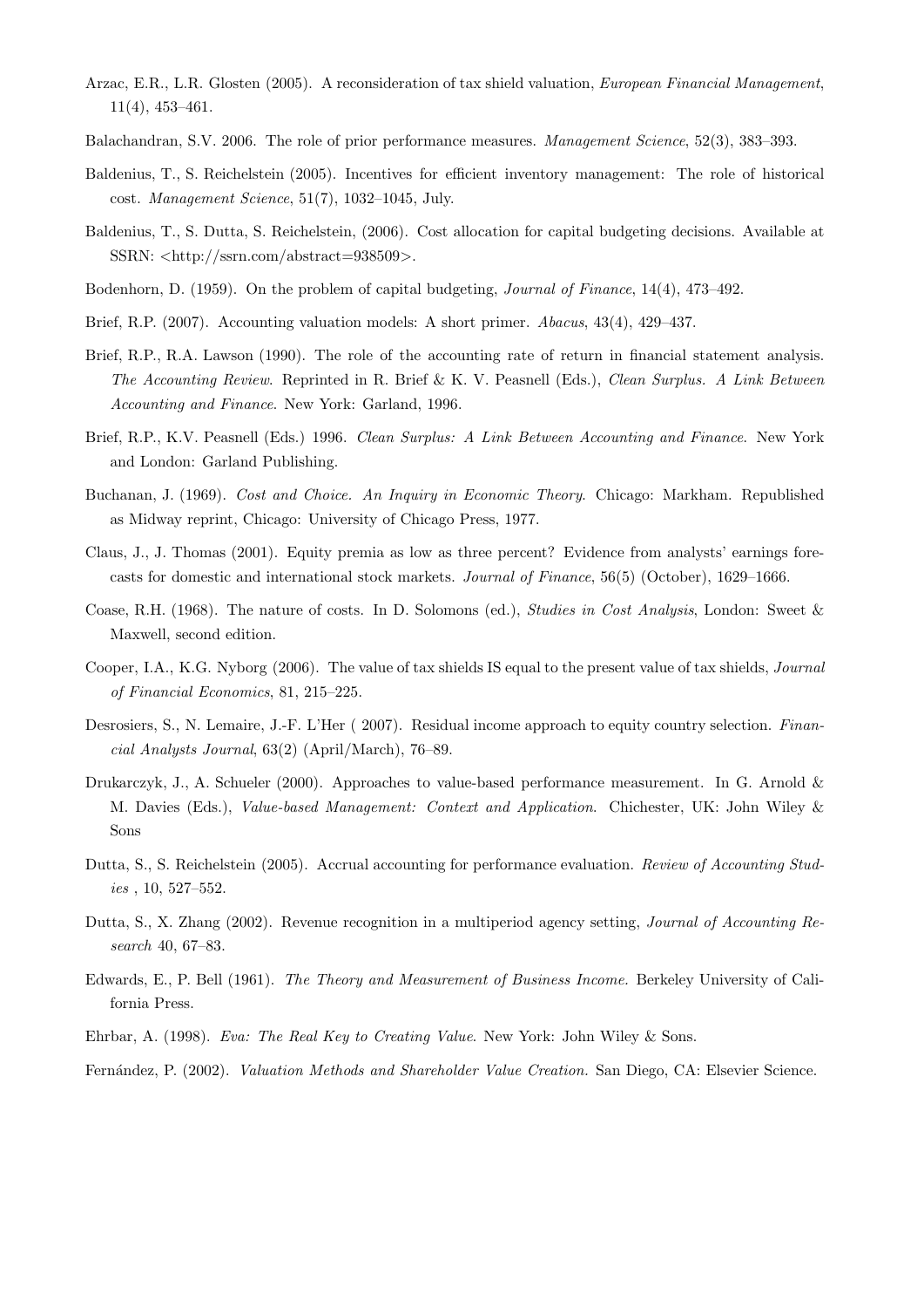Arzac, E.R., L.R. Glosten (2005). A reconsideration of tax shield valuation, *European Financial Management*, 11(4), 453–461.

Balachandran, S.V. 2006. The role of prior performance measures. *Management Science*, 52(3), 383–393.

Baldenius, T., S. Reichelstein (2005). Incentives for efficient inventory management: The role of historical cost. *Management Science*, 51(7), 1032–1045, July.

Baldenius, T., S. Dutta, S. Reichelstein, (2006). Cost allocation for capital budgeting decisions. Available at SSRN: <http://ssrn.com/abstract=938509>.

Bodenhorn, D. (1959). On the problem of capital budgeting, *Journal of Finance*, 14(4), 473–492.

Brief, R.P. (2007). Accounting valuation models: A short primer. *Abacus*, 43(4), 429–437.

Brief, R.P., R.A. Lawson (1990). The role of the accounting rate of return in financial statement analysis. *The Accounting Review*. Reprinted in R. Brief & K. V. Peasnell (Eds.), *Clean Surplus. A Link Between Accounting and Finance*. New York: Garland, 1996.

Brief, R.P., K.V. Peasnell (Eds.) 1996. *Clean Surplus: A Link Between Accounting and Finance*. New York and London: Garland Publishing.

Buchanan, J. (1969). *Cost and Choice. An Inquiry in Economic Theory*. Chicago: Markham. Republished as Midway reprint, Chicago: University of Chicago Press, 1977.

Claus, J., J. Thomas (2001). Equity premia as low as three percent? Evidence from analysts' earnings forecasts for domestic and international stock markets. *Journal of Finance*, 56(5) (October), 1629–1666.

Coase, R.H. (1968). The nature of costs. In D. Solomons (ed.), *Studies in Cost Analysis*, London: Sweet & Maxwell, second edition.

Cooper, I.A., K.G. Nyborg (2006). The value of tax shields IS equal to the present value of tax shields, *Journal of Financial Economics*, 81, 215–225.

Desrosiers, S., N. Lemaire, J.-F. L'Her ( 2007). Residual income approach to equity country selection. *Financial Analysts Journal*, 63(2) (April/March), 76–89.

Drukarczyk, J., A. Schueler (2000). Approaches to value-based performance measurement. In G. Arnold & M. Davies (Eds.), *Value-based Management: Context and Application*. Chichester, UK: John Wiley & Sons

Dutta, S., S. Reichelstein (2005). Accrual accounting for performance evaluation. *Review of Accounting Studies* , 10, 527–552.

Dutta, S., X. Zhang (2002). Revenue recognition in a multiperiod agency setting, *Journal of Accounting Research* 40, 67–83.

Edwards, E., P. Bell (1961). *The Theory and Measurement of Business Income*. Berkeley University of California Press.

Ehrbar, A. (1998). *Eva: The Real Key to Creating Value*. New York: John Wiley & Sons.

Fernández, P. (2002). *Valuation Methods and Shareholder Value Creation.* San Diego, CA: Elsevier Science.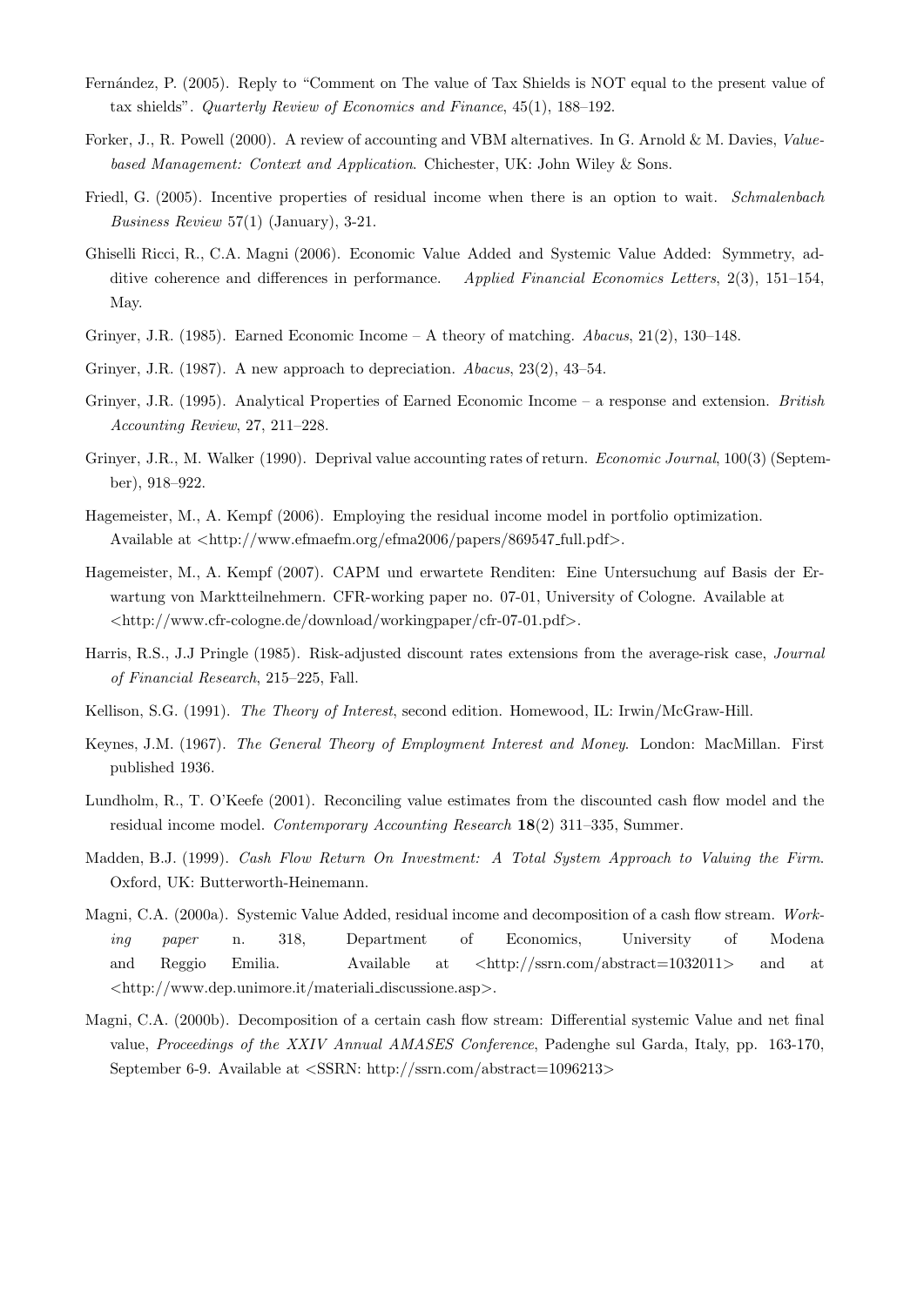Fernández, P. (2005). Reply to "Comment on The value of Tax Shields is NOT equal to the present value of tax shields". *Quarterly Review of Economics and Finance*, 45(1), 188–192.

Forker, J., R. Powell (2000). A review of accounting and VBM alternatives. In G. Arnold & M. Davies, *Value-based Management: Context and Application*. Chichester, UK: John Wiley & Sons.

Friedl, G. (2005). Incentive properties of residual income when there is an option to wait. *Schmalenbach Business Review* 57(1) (January), 3-21.

Ghiselli Ricci, R., C.A. Magni (2006). Economic Value Added and Systemic Value Added: Symmetry, additive coherence and differences in performance. *Applied Financial Economics Letters*, 2(3), 151–154, May.

Grinyer, J.R. (1985). Earned Economic Income – A theory of matching. *Abacus*, 21(2), 130–148.

Grinyer, J.R. (1987). A new approach to depreciation. *Abacus*, 23(2), 43–54.

Grinyer, J.R. (1995). Analytical Properties of Earned Economic Income – a response and extension. *British Accounting Review*, 27, 211–228.

Grinyer, J.R., M. Walker (1990). Deprival value accounting rates of return. *Economic Journal*, 100(3) (September), 918–922.

Hagemeister, M., A. Kempf (2006). Employing the residual income model in portfolio optimization. Available at <http://www.efmaefm.org/efma2006/papers/869547_full.pdf>.

Hagemeister, M., A. Kempf (2007). CAPM und erwartete Renditen: Eine Untersuchung auf Basis der Erwartung von Marktteilnehmern. CFR-working paper no. 07-01, University of Cologne. Available at <http://www.cfr-cologne.de/download/workingpaper/cfr-07-01.pdf>.

Harris, R.S., J.J Pringle (1985). Risk-adjusted discount rates extensions from the average-risk case, *Journal of Financial Research*, 215–225, Fall.

Kellison, S.G. (1991). *The Theory of Interest*, second edition. Homewood, IL: Irwin/McGraw-Hill.

Keynes, J.M. (1967). *The General Theory of Employment Interest and Money*. London: MacMillan. First published 1936.

Lundholm, R., T. O'Keefe (2001). Reconciling value estimates from the discounted cash flow model and the residual income model. *Contemporary Accounting Research* **18**(2) 311–335, Summer.

Madden, B.J. (1999). *Cash Flow Return On Investment: A Total System Approach to Valuing the Firm*. Oxford, UK: Butterworth-Heinemann.

Magni, C.A. (2000a). Systemic Value Added, residual income and decomposition of a cash flow stream. *Working paper* n. 318, Department of Economics, University of Modena and Reggio Emilia. Available at <http://ssrn.com/abstract=1032011> and at <http://www.dep.unimore.it/materiali_discussione.asp>.

Magni, C.A. (2000b). Decomposition of a certain cash flow stream: Differential systemic Value and net final value, *Proceedings of the XXIV Annual AMASES Conference*, Padenghe sul Garda, Italy, pp. 163-170, September 6-9. Available at <SSRN: http://ssrn.com/abstract=1096213>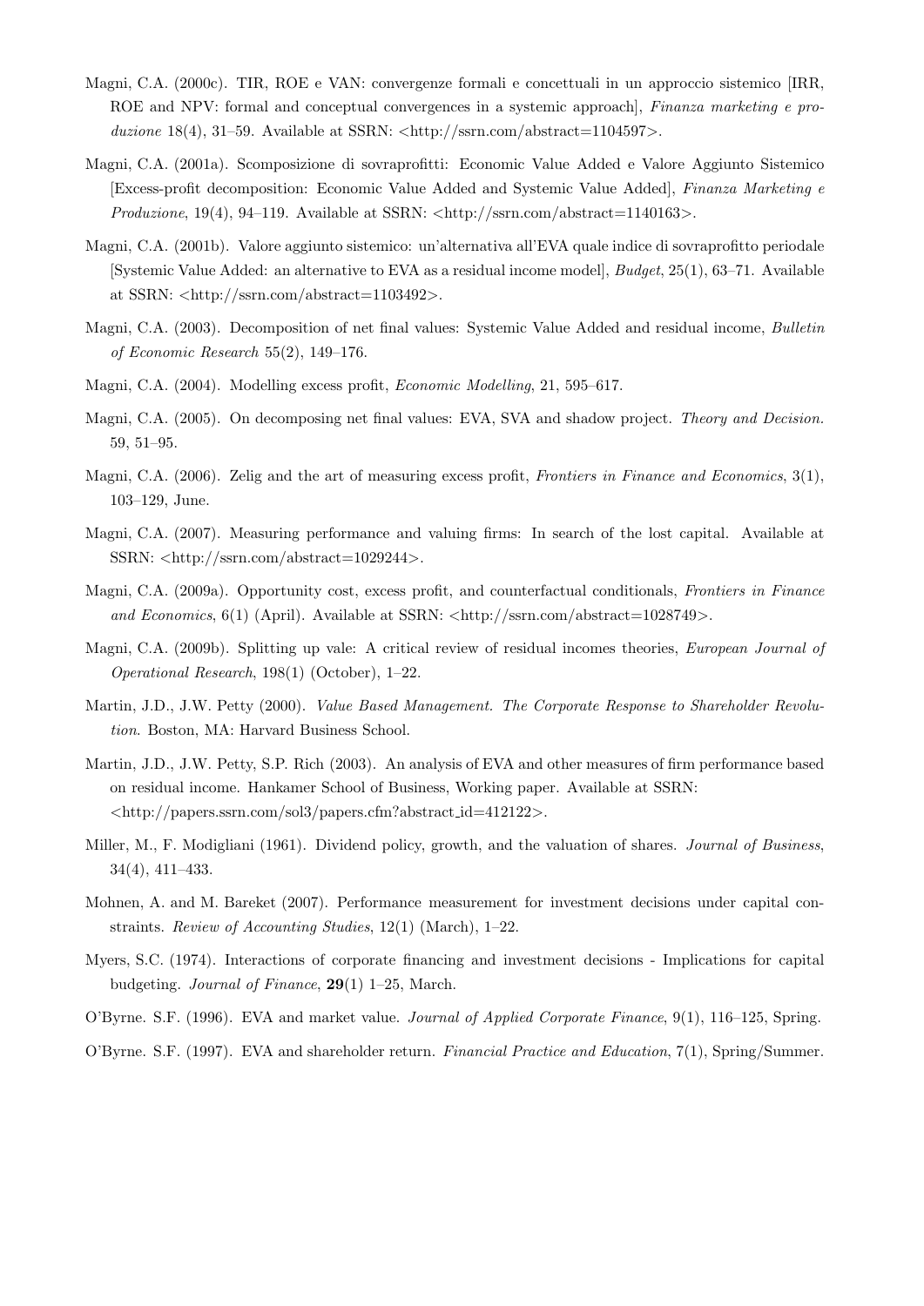Magni, C.A. (2000c). TIR, ROE e VAN: convergenze formali e concettuali in un approccio sistemico [IRR, ROE and NPV: formal and conceptual convergences in a systemic approach], *Finanza marketing e produzione* 18(4), 31–59. Available at SSRN: <http://ssrn.com/abstract=1104597>.

Magni, C.A. (2001a). Scomposizione di sovraprofitti: Economic Value Added e Valore Aggiunto Sistemico [Excess-profit decomposition: Economic Value Added and Systemic Value Added], *Finanza Marketing e Produzione*, 19(4), 94–119. Available at SSRN: <http://ssrn.com/abstract=1140163>.

Magni, C.A. (2001b). Valore aggiunto sistemico: un'alternativa all'EVA quale indice di sovraprofitto periodale [Systemic Value Added: an alternative to EVA as a residual income model], *Budget*, 25(1), 63–71. Available at SSRN: <http://ssrn.com/abstract=1103492>.

Magni, C.A. (2003). Decomposition of net final values: Systemic Value Added and residual income, *Bulletin of Economic Research* 55(2), 149–176.

Magni, C.A. (2004). Modelling excess profit, *Economic Modelling*, 21, 595–617.

Magni, C.A. (2005). On decomposing net final values: EVA, SVA and shadow project. *Theory and Decision.* 59, 51–95.

Magni, C.A. (2006). Zelig and the art of measuring excess profit, *Frontiers in Finance and Economics*, 3(1), 103–129, June.

Magni, C.A. (2007). Measuring performance and valuing firms: In search of the lost capital. Available at SSRN: <http://ssrn.com/abstract=1029244>.

Magni, C.A. (2009a). Opportunity cost, excess profit, and counterfactual conditionals, *Frontiers in Finance and Economics*, 6(1) (April). Available at SSRN: <http://ssrn.com/abstract=1028749>.

Magni, C.A. (2009b). Splitting up vale: A critical review of residual incomes theories, *European Journal of Operational Research*, 198(1) (October), 1–22.

Martin, J.D., J.W. Petty (2000). *Value Based Management. The Corporate Response to Shareholder Revolution*. Boston, MA: Harvard Business School.

Martin, J.D., J.W. Petty, S.P. Rich (2003). An analysis of EVA and other measures of firm performance based on residual income. Hankamer School of Business, Working paper. Available at SSRN: <http://papers.ssrn.com/sol3/papers.cfm?abstract_id=412122>.

Miller, M., F. Modigliani (1961). Dividend policy, growth, and the valuation of shares. *Journal of Business*, 34(4), 411–433.

Mohnen, A. and M. Bareket (2007). Performance measurement for investment decisions under capital constraints. *Review of Accounting Studies*, 12(1) (March), 1–22.

Myers, S.C. (1974). Interactions of corporate financing and investment decisions - Implications for capital budgeting. *Journal of Finance*, **29**(1) 1–25, March.

O'Byrne. S.F. (1996). EVA and market value. *Journal of Applied Corporate Finance*, 9(1), 116–125, Spring.

O'Byrne. S.F. (1997). EVA and shareholder return. *Financial Practice and Education*, 7(1), Spring/Summer.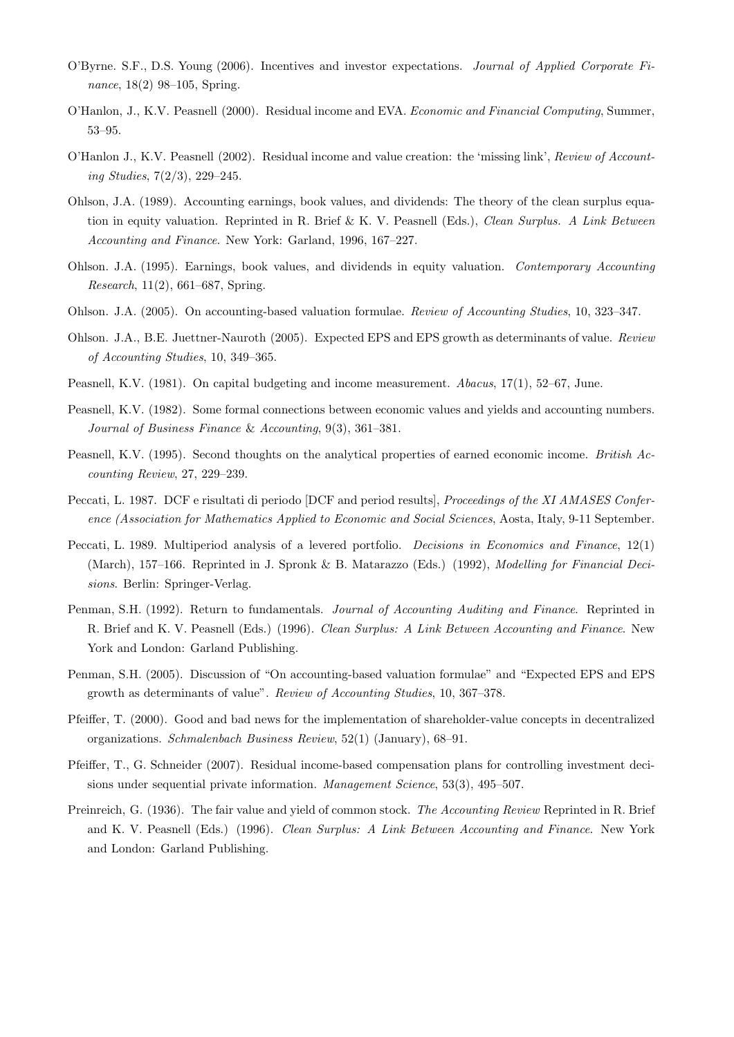O'Byrne. S.F., D.S. Young (2006). Incentives and investor expectations. *Journal of Applied Corporate Finance*, 18(2) 98–105, Spring.

O'Hanlon, J., K.V. Peasnell (2000). Residual income and EVA. *Economic and Financial Computing*, Summer, 53–95.

O'Hanlon J., K.V. Peasnell (2002). Residual income and value creation: the 'missing link', *Review of Accounting Studies*, 7(2/3), 229–245.

Ohlson, J.A. (1989). Accounting earnings, book values, and dividends: The theory of the clean surplus equation in equity valuation. Reprinted in R. Brief & K. V. Peasnell (Eds.), *Clean Surplus. A Link Between Accounting and Finance*. New York: Garland, 1996, 167–227.

Ohlson. J.A. (1995). Earnings, book values, and dividends in equity valuation. *Contemporary Accounting Research*, 11(2), 661–687, Spring.

Ohlson. J.A. (2005). On accounting-based valuation formulae. *Review of Accounting Studies*, 10, 323–347.

Ohlson. J.A., B.E. Juettner-Nauroth (2005). Expected EPS and EPS growth as determinants of value. *Review of Accounting Studies*, 10, 349–365.

Peasnell, K.V. (1981). On capital budgeting and income measurement. *Abacus*, 17(1), 52–67, June.

Peasnell, K.V. (1982). Some formal connections between economic values and yields and accounting numbers. *Journal of Business Finance & Accounting*, 9(3), 361–381.

Peasnell, K.V. (1995). Second thoughts on the analytical properties of earned economic income. *British Accounting Review*, 27, 229–239.

Peccati, L. 1987. DCF e risultati di periodo [DCF and period results], *Proceedings of the XI AMASES Conference (Association for Mathematics Applied to Economic and Social Sciences*, Aosta, Italy, 9-11 September.

Peccati, L. 1989. Multiperiod analysis of a levered portfolio. *Decisions in Economics and Finance*, 12(1) (March), 157–166. Reprinted in J. Spronk & B. Matarazzo (Eds.) (1992), *Modelling for Financial Decisions*. Berlin: Springer-Verlag.

Penman, S.H. (1992). Return to fundamentals. *Journal of Accounting Auditing and Finance*. Reprinted in R. Brief and K. V. Peasnell (Eds.) (1996). *Clean Surplus: A Link Between Accounting and Finance*. New York and London: Garland Publishing.

Penman, S.H. (2005). Discussion of "On accounting-based valuation formulae" and "Expected EPS and EPS growth as determinants of value". *Review of Accounting Studies*, 10, 367–378.

Pfeiffer, T. (2000). Good and bad news for the implementation of shareholder-value concepts in decentralized organizations. *Schmalenbach Business Review*, 52(1) (January), 68–91.

Pfeiffer, T., G. Schneider (2007). Residual income-based compensation plans for controlling investment decisions under sequential private information. *Management Science*, 53(3), 495–507.

Preinreich, G. (1936). The fair value and yield of common stock. *The Accounting Review* Reprinted in R. Brief and K. V. Peasnell (Eds.) (1996). *Clean Surplus: A Link Between Accounting and Finance*. New York and London: Garland Publishing.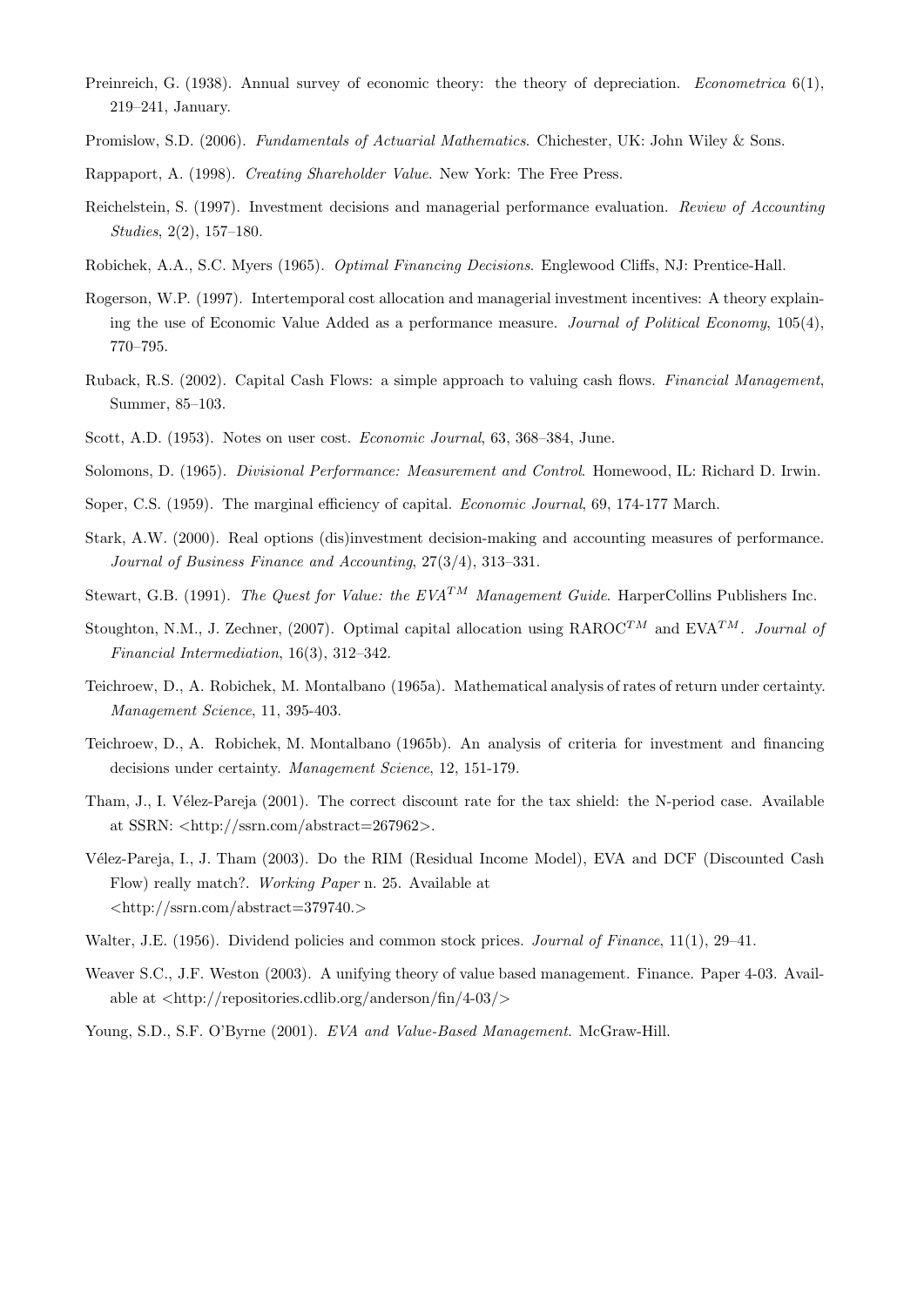Preinreich, G. (1938). Annual survey of economic theory: the theory of depreciation. *Econometrica* 6(1), 219–241, January.

Promislow, S.D. (2006). *Fundamentals of Actuarial Mathematics*. Chichester, UK: John Wiley & Sons.

Rappaport, A. (1998). *Creating Shareholder Value*. New York: The Free Press.

Reichelstein, S. (1997). Investment decisions and managerial performance evaluation. *Review of Accounting Studies*, 2(2), 157–180.

Robichek, A.A., S.C. Myers (1965). *Optimal Financing Decisions*. Englewood Cliffs, NJ: Prentice-Hall.

Rogerson, W.P. (1997). Intertemporal cost allocation and managerial investment incentives: A theory explaining the use of Economic Value Added as a performance measure. *Journal of Political Economy*, 105(4), 770–795.

Ruback, R.S. (2002). Capital Cash Flows: a simple approach to valuing cash flows. *Financial Management*, Summer, 85–103.

Scott, A.D. (1953). Notes on user cost. *Economic Journal*, 63, 368–384, June.

Solomons, D. (1965). *Divisional Performance: Measurement and Control*. Homewood, IL: Richard D. Irwin.

Soper, C.S. (1959). The marginal efficiency of capital. *Economic Journal*, 69, 174-177 March.

Stark, A.W. (2000). Real options (dis)investment decision-making and accounting measures of performance. *Journal of Business Finance and Accounting*, 27(3/4), 313–331.

Stewart, G.B. (1991). *The Quest for Value: the EVA$^{TM}$ Management Guide*. HarperCollins Publishers Inc.

Stoughton, N.M., J. Zechner, (2007). Optimal capital allocation using RAROC$^{TM}$ and EVA$^{TM}$. *Journal of Financial Intermediation*, 16(3), 312–342.

Teichroew, D., A. Robichek, M. Montalbano (1965a). Mathematical analysis of rates of return under certainty. *Management Science*, 11, 395-403.

Teichroew, D., A. Robichek, M. Montalbano (1965b). An analysis of criteria for investment and financing decisions under certainty. *Management Science*, 12, 151-179.

Tham, J., I. Vélez-Pareja (2001). The correct discount rate for the tax shield: the N-period case. Available at SSRN: <http://ssrn.com/abstract=267962>.

Vélez-Pareja, I., J. Tham (2003). Do the RIM (Residual Income Model), EVA and DCF (Discounted Cash Flow) really match?. *Working Paper* n. 25. Available at <http://ssrn.com/abstract=379740.>

Walter, J.E. (1956). Dividend policies and common stock prices. *Journal of Finance*, 11(1), 29–41.

Weaver S.C., J.F. Weston (2003). A unifying theory of value based management. Finance. Paper 4-03. Available at <http://repositories.cdlib.org/anderson/fin/4-03/>

Young, S.D., S.F. O'Byrne (2001). *EVA and Value-Based Management*. McGraw-Hill.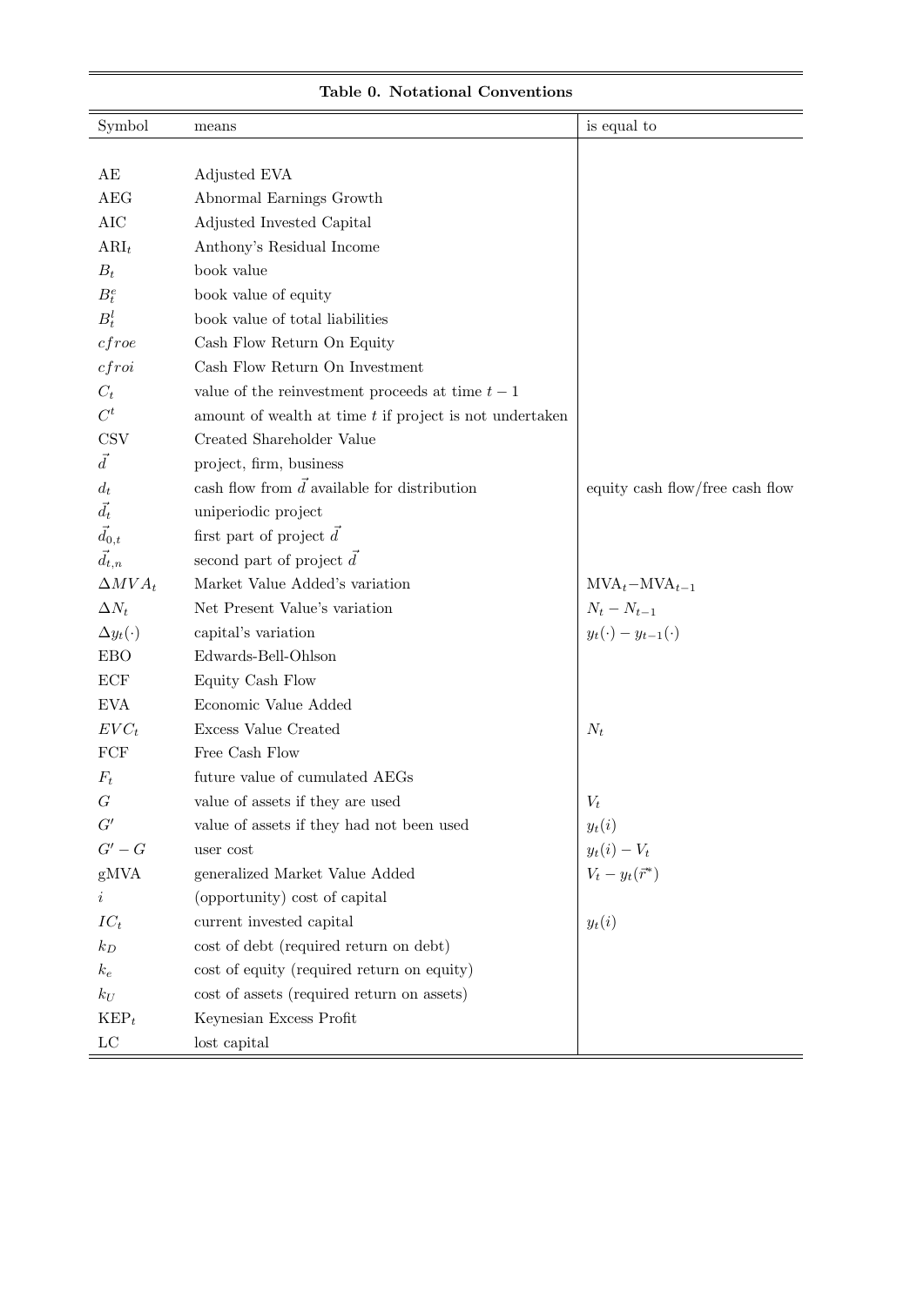**Table 0. Notational Conventions**

| Symbol | means | is equal to |
|---|---|---|
| AE | Adjusted EVA | |
| AEG | Abnormal Earnings Growth | |
| AIC | Adjusted Invested Capital | |
| $\text{ARI}_t$ | Anthony's Residual Income | |
| $B_t$ | book value | |
| $B_t^e$ | book value of equity | |
| $B_t^l$ | book value of total liabilities | |
| $cfroe$ | Cash Flow Return On Equity | |
| $cfroi$ | Cash Flow Return On Investment | |
| $C_t$ | value of the reinvestment proceeds at time $t-1$ | |
| $C^t$ | amount of wealth at time $t$ if project is not undertaken | |
| CSV | Created Shareholder Value | |
| $\vec{d}$ | project, firm, business | |
| $d_t$ | cash flow from $\vec{d}$ available for distribution | equity cash flow/free cash flow |
| $\vec{d_t}$ | uniperiodic project | |
| $\vec{d}_{0,t}$ | first part of project $\vec{d}$ | |
| $\vec{d}_{t,n}$ | second part of project $\vec{d}$ | |
| $\Delta MVA_t$ | Market Value Added's variation | $\text{MVA}_t - \text{MVA}_{t-1}$ |
| $\Delta N_t$ | Net Present Value's variation | $N_t - N_{t-1}$ |
| $\Delta y_t(\cdot)$ | capital's variation | $y_t(\cdot) - y_{t-1}(\cdot)$ |
| EBO | Edwards-Bell-Ohlson | |
| ECF | Equity Cash Flow | |
| EVA | Economic Value Added | |
| $EVC_t$ | Excess Value Created | $N_t$ |
| FCF | Free Cash Flow | |
| $F_t$ | future value of cumulated AEGs | |
| $G$ | value of assets if they are used | $V_t$ |
| $G'$ | value of assets if they had not been used | $y_t(i)$ |
| $G' - G$ | user cost | $y_t(i) - V_t$ |
| gMVA | generalized Market Value Added | $V_t - y_t(\vec{r}^*)$ |
| $i$ | (opportunity) cost of capital | |
| $IC_t$ | current invested capital | $y_t(i)$ |
| $k_D$ | cost of debt (required return on debt) | |
| $k_e$ | cost of equity (required return on equity) | |
| $k_U$ | cost of assets (required return on assets) | |
| $\text{KEP}_t$ | Keynesian Excess Profit | |
| LC | lost capital | |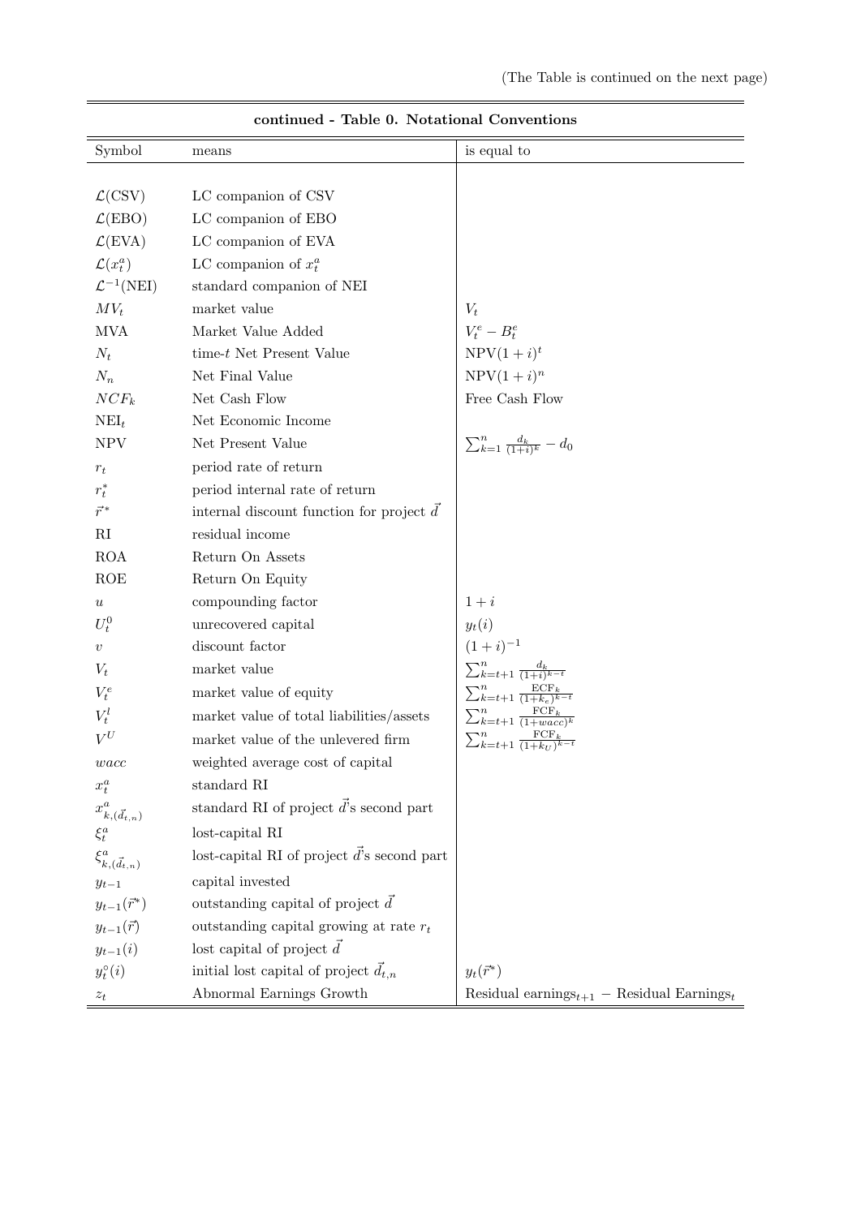(The Table is continued on the next page)

**continued - Table 0. Notational Conventions**

| Symbol | means | is equal to |
|---|---|---|
| $\mathcal{L}(\text{CSV})$ | LC companion of CSV | |
| $\mathcal{L}(\text{EBO})$ | LC companion of EBO | |
| $\mathcal{L}(\text{EVA})$ | LC companion of EVA | |
| $\mathcal{L}(x_t^a)$ | LC companion of $x_t^a$ | |
| $\mathcal{L}^{-1}(\text{NEI})$ | standard companion of NEI | |
| $MV_t$ | market value | $V_t$ |
| MVA | Market Value Added | $V_t^e - B_t^e$ |
| $N_t$ | time-$t$ Net Present Value | $\text{NPV}(1+i)^t$ |
| $N_n$ | Net Final Value | $\text{NPV}(1+i)^n$ |
| $NCF_k$ | Net Cash Flow | Free Cash Flow |
| $\text{NEI}_t$ | Net Economic Income | |
| NPV | Net Present Value | $\sum_{k=1}^{n} \frac{d_k}{(1+i)^k} - d_0$ |
| $r_t$ | period rate of return | |
| $r_t^*$ | period internal rate of return | |
| $\vec{r}^*$ | internal discount function for project $\vec{d}$ | |
| RI | residual income | |
| ROA | Return On Assets | |
| ROE | Return On Equity | |
| $u$ | compounding factor | $1+i$ |
| $U_t^0$ | unrecovered capital | $y_t(i)$ |
| $v$ | discount factor | $(1+i)^{-1}$ |
| $V_t$ | market value | $\sum_{k=t+1}^{n} \frac{d_k}{(1+i)^{k-t}}$ |
| $V_t^e$ | market value of equity | $\sum_{k=t+1}^{n} \frac{\text{ECF}_k}{(1+k_e)^{k-t}}$ |
| $V_t^l$ | market value of total liabilities/assets | $\sum_{k=t+1}^{n} \frac{\text{FCF}_k}{(1+wacc)^k}$ |
| $V^U$ | market value of the unlevered firm | $\sum_{k=t+1}^{n} \frac{\text{FCF}_k}{(1+k_U)^{k-t}}$ |
| $wacc$ | weighted average cost of capital | |
| $x_t^a$ | standard RI | |
| $x_{k,(\vec{d}_{t,n})}^a$ | standard RI of project $\vec{d}$'s second part | |
| $\xi_t^a$ | lost-capital RI | |
| $\xi_{k,(\vec{d}_{t,n})}^a$ | lost-capital RI of project $\vec{d}$'s second part | |
| $y_{t-1}$ | capital invested | |
| $y_{t-1}(\vec{r}^*)$ | outstanding capital of project $\vec{d}$ | |
| $y_{t-1}(\vec{r})$ | outstanding capital growing at rate $r_t$ | |
| $y_{t-1}(i)$ | lost capital of project $\vec{d}$ | |
| $y_t^\circ(i)$ | initial lost capital of project $\vec{d}_{t,n}$ | $y_t(\vec{r}^*)$ |
| $z_t$ | Abnormal Earnings Growth | Residual earnings$_{t+1}$ − Residual Earnings$_t$ |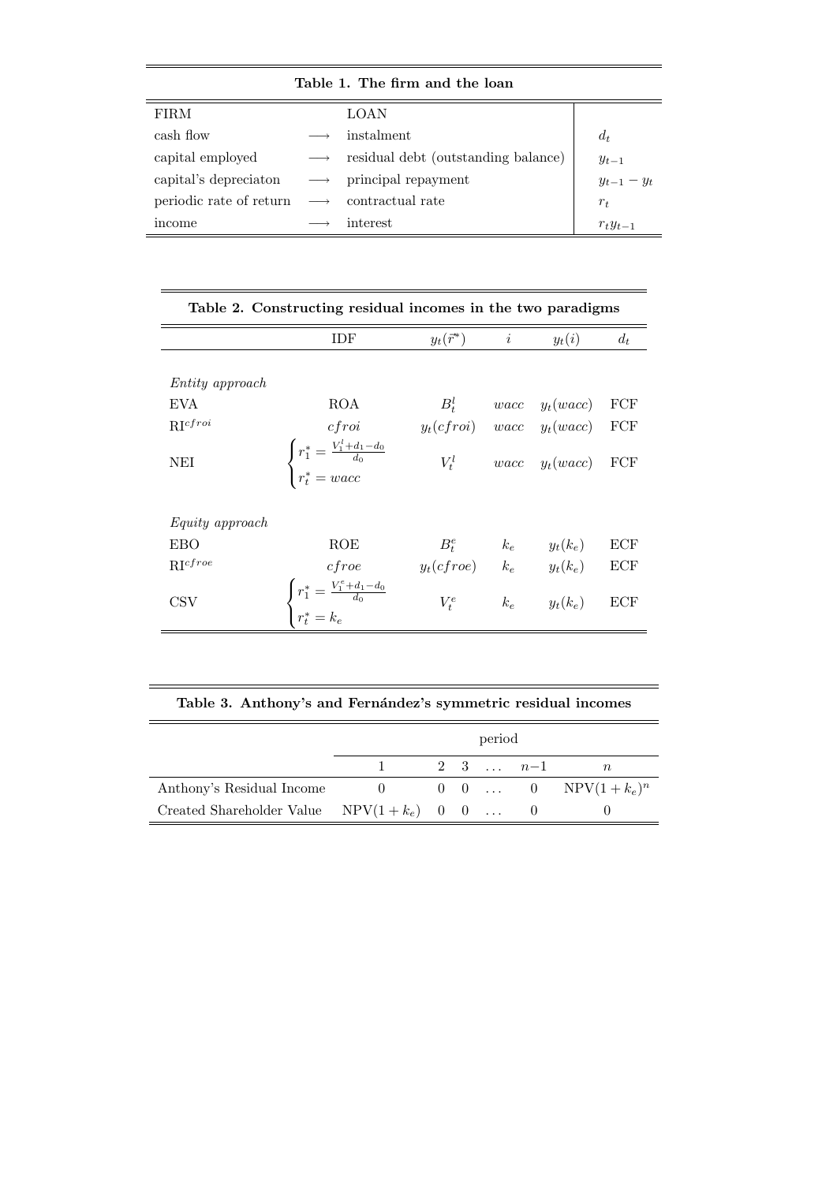**Table 1. The firm and the loan**

| FIRM | | LOAN | |
|---|---|---|---|
| cash flow | $\longrightarrow$ | instalment | $d_t$ |
| capital employed | $\longrightarrow$ | residual debt (outstanding balance) | $y_{t-1}$ |
| capital's depreciaton | $\longrightarrow$ | principal repayment | $y_{t-1} - y_t$ |
| periodic rate of return | $\longrightarrow$ | contractual rate | $r_t$ |
| income | $\longrightarrow$ | interest | $r_t y_{t-1}$ |

**Table 2. Constructing residual incomes in the two paradigms**

| | IDF | $y_t(\vec{r}^*)$ | $i$ | $y_t(i)$ | $d_t$ |
|---|---|---|---|---|---|
| *Entity approach* | | | | | |
| EVA | ROA | $B_t^l$ | $wacc$ | $y_t(wacc)$ | FCF |
| $\text{RI}^{cfroi}$ | $cfroi$ | $y_t(cfroi)$ | $wacc$ | $y_t(wacc)$ | FCF |
| NEI | $\begin{cases} r_1^* = \frac{V_1^l + d_1 - d_0}{d_0} \\ r_t^* = wacc \end{cases}$ | $V_t^l$ | $wacc$ | $y_t(wacc)$ | FCF |
| *Equity approach* | | | | | |
| EBO | ROE | $B_t^e$ | $k_e$ | $y_t(k_e)$ | ECF |
| $\text{RI}^{cfroe}$ | $cfroe$ | $y_t(cfroe)$ | $k_e$ | $y_t(k_e)$ | ECF |
| CSV | $\begin{cases} r_1^* = \frac{V_1^e + d_1 - d_0}{d_0} \\ r_t^* = k_e \end{cases}$ | $V_t^e$ | $k_e$ | $y_t(k_e)$ | ECF |

**Table 3. Anthony's and Fernández's symmetric residual incomes**

| | period | | | | | |
|---|---|---|---|---|---|---|
| | 1 | 2 | 3 | ... | $n{-}1$ | $n$ |
| Anthony's Residual Income | 0 | 0 | 0 | ... | 0 | $\text{NPV}(1+k_e)^n$ |
| Created Shareholder Value | $\text{NPV}(1+k_e)$ | 0 | 0 | ... | 0 | 0 |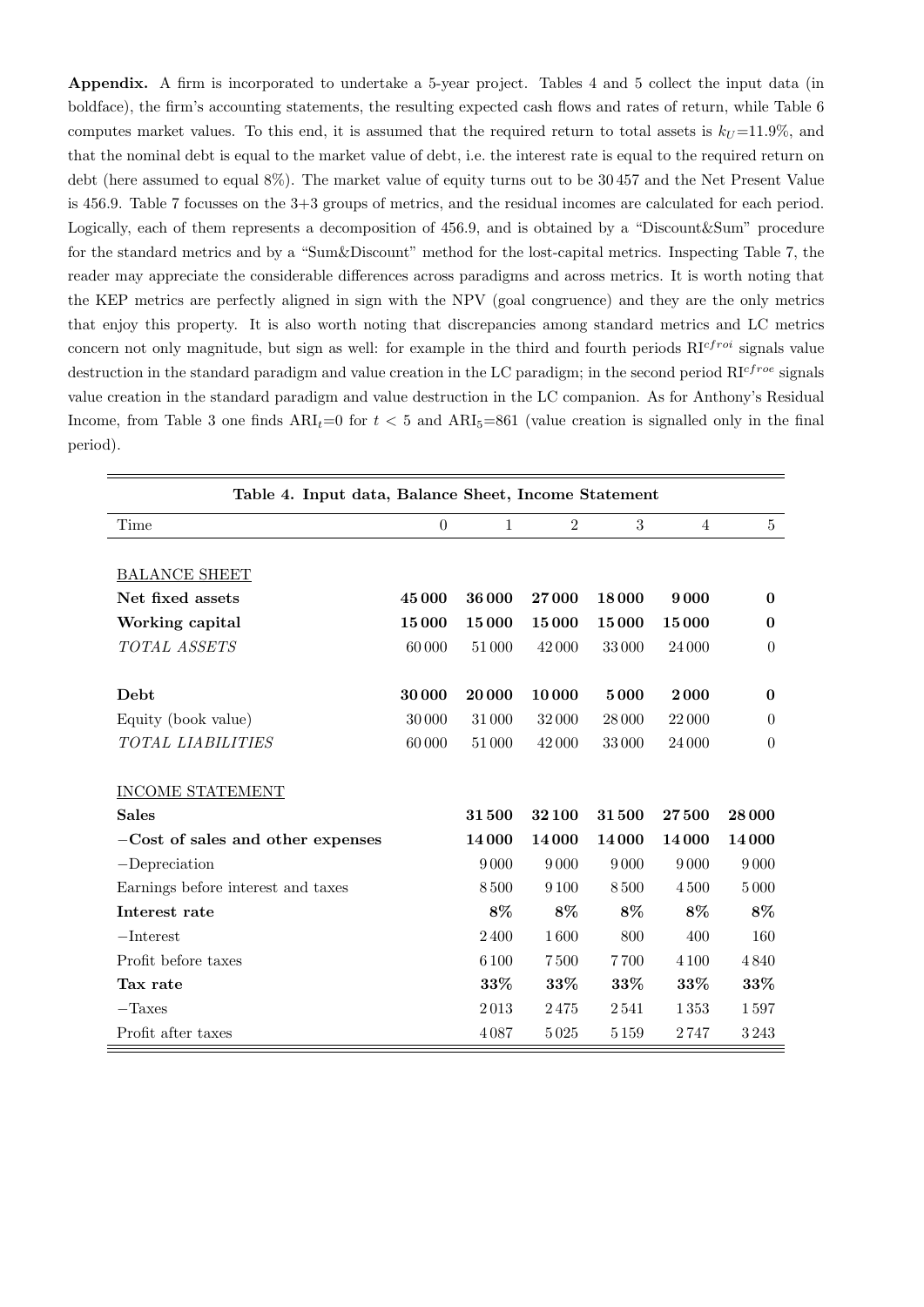**Appendix.** A firm is incorporated to undertake a 5-year project. Tables 4 and 5 collect the input data (in boldface), the firm's accounting statements, the resulting expected cash flows and rates of return, while Table 6 computes market values. To this end, it is assumed that the required return to total assets is $k_U$=11.9%, and that the nominal debt is equal to the market value of debt, i.e. the interest rate is equal to the required return on debt (here assumed to equal 8%). The market value of equity turns out to be 30 457 and the Net Present Value is 456.9. Table 7 focusses on the 3+3 groups of metrics, and the residual incomes are calculated for each period. Logically, each of them represents a decomposition of 456.9, and is obtained by a "Discount&Sum" procedure for the standard metrics and by a "Sum&Discount" method for the lost-capital metrics. Inspecting Table 7, the reader may appreciate the considerable differences across paradigms and across metrics. It is worth noting that the KEP metrics are perfectly aligned in sign with the NPV (goal congruence) and they are the only metrics that enjoy this property. It is also worth noting that discrepancies among standard metrics and LC metrics concern not only magnitude, but sign as well: for example in the third and fourth periods $\text{RI}^{cfroi}$ signals value destruction in the standard paradigm and value creation in the LC paradigm; in the second period $\text{RI}^{cfroe}$ signals value creation in the standard paradigm and value destruction in the LC companion. As for Anthony's Residual Income, from Table 3 one finds $\text{ARI}_t$=0 for $t < 5$ and $\text{ARI}_5$=861 (value creation is signalled only in the final period).

**Table 4. Input data, Balance Sheet, Income Statement**

| Time | 0 | 1 | 2 | 3 | 4 | 5 |
|---|---|---|---|---|---|---|
| BALANCE SHEET | | | | | | |
| **Net fixed assets** | **45 000** | **36 000** | **27 000** | **18 000** | **9 000** | **0** |
| **Working capital** | **15 000** | **15 000** | **15 000** | **15 000** | **15 000** | **0** |
| *TOTAL ASSETS* | 60 000 | 51 000 | 42 000 | 33 000 | 24 000 | 0 |
| **Debt** | **30 000** | **20 000** | **10 000** | **5 000** | **2 000** | **0** |
| Equity (book value) | 30 000 | 31 000 | 32 000 | 28 000 | 22 000 | 0 |
| *TOTAL LIABILITIES* | 60 000 | 51 000 | 42 000 | 33 000 | 24 000 | 0 |
| INCOME STATEMENT | | | | | | |
| **Sales** | | **31 500** | **32 100** | **31 500** | **27 500** | **28 000** |
| **−Cost of sales and other expenses** | | **14 000** | **14 000** | **14 000** | **14 000** | **14 000** |
| −Depreciation | | 9 000 | 9 000 | 9 000 | 9 000 | 9 000 |
| Earnings before interest and taxes | | 8 500 | 9 100 | 8 500 | 4 500 | 5 000 |
| **Interest rate** | | **8%** | **8%** | **8%** | **8%** | **8%** |
| −Interest | | 2 400 | 1 600 | 800 | 400 | 160 |
| Profit before taxes | | 6 100 | 7 500 | 7 700 | 4 100 | 4 840 |
| **Tax rate** | | **33%** | **33%** | **33%** | **33%** | **33%** |
| −Taxes | | 2 013 | 2 475 | 2 541 | 1 353 | 1 597 |
| Profit after taxes | | 4 087 | 5 025 | 5 159 | 2 747 | 3 243 |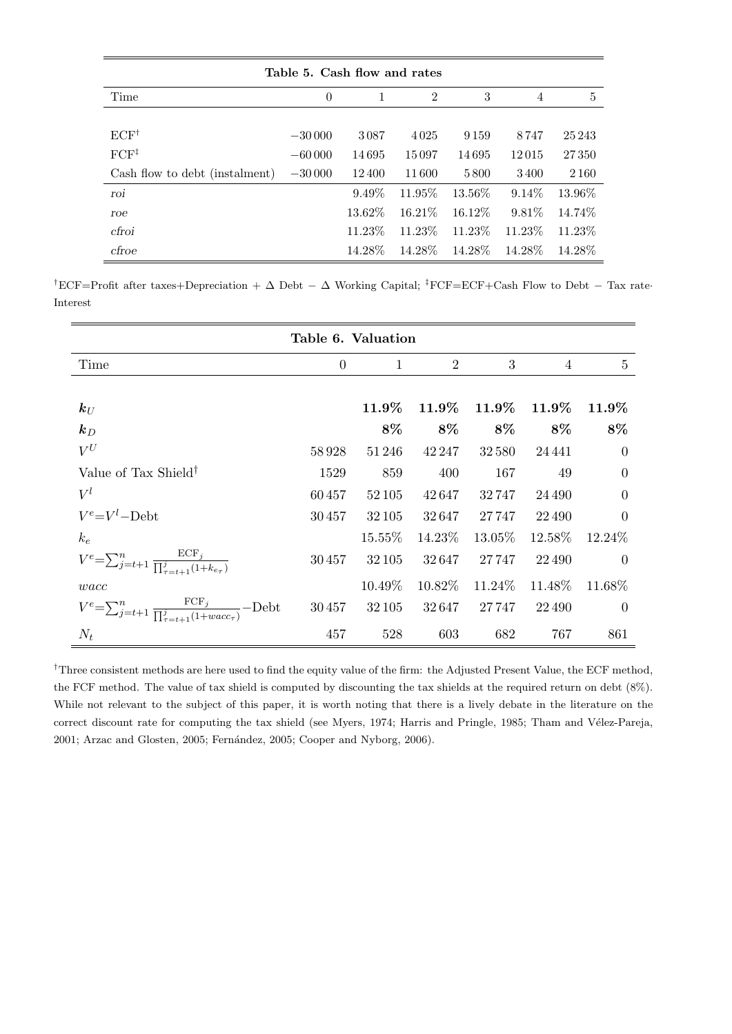**Table 5. Cash flow and rates**

| Time | 0 | 1 | 2 | 3 | 4 | 5 |
|---|---|---|---|---|---|---|
| ECF[†] | −30 000 | 3087 | 4025 | 9159 | 8747 | 25 243 |
| FCF[‡] | −60 000 | 14 695 | 15 097 | 14 695 | 12 015 | 27 350 |
| Cash flow to debt (instalment) | −30 000 | 12 400 | 11 600 | 5800 | 3400 | 2160 |
| *roi* | | 9.49% | 11.95% | 13.56% | 9.14% | 13.96% |
| *roe* | | 13.62% | 16.21% | 16.12% | 9.81% | 14.74% |
| *cfroi* | | 11.23% | 11.23% | 11.23% | 11.23% | 11.23% |
| *cfroe* | | 14.28% | 14.28% | 14.28% | 14.28% | 14.28% |

[†]ECF=Profit after taxes+Depreciation + Δ Debt − Δ Working Capital; [‡]FCF=ECF+Cash Flow to Debt − Tax rate· Interest

**Table 6. Valuation**

| Time | 0 | 1 | 2 | 3 | 4 | 5 |
|---|---|---|---|---|---|---|
| $\boldsymbol{k}_U$ | | **11.9%** | **11.9%** | **11.9%** | **11.9%** | **11.9%** |
| $\boldsymbol{k}_D$ | | **8%** | **8%** | **8%** | **8%** | **8%** |
| $V^U$ | 58 928 | 51 246 | 42 247 | 32 580 | 24 441 | 0 |
| Value of Tax Shield[†] | 1529 | 859 | 400 | 167 | 49 | 0 |
| $V^l$ | 60 457 | 52 105 | 42 647 | 32 747 | 24 490 | 0 |
| $V^e = V^l -$Debt | 30 457 | 32 105 | 32 647 | 27 747 | 22 490 | 0 |
| $k_e$ | | 15.55% | 14.23% | 13.05% | 12.58% | 12.24% |
| $V^e = \sum_{j=t+1}^{n} \frac{\text{ECF}_j}{\prod_{\tau=t+1}^{j}(1+k_{e_\tau})}$ | 30 457 | 32 105 | 32 647 | 27 747 | 22 490 | 0 |
| *wacc* | | 10.49% | 10.82% | 11.24% | 11.48% | 11.68% |
| $V^e = \sum_{j=t+1}^{n} \frac{\text{FCF}_j}{\prod_{\tau=t+1}^{j}(1+wacc_\tau)} -$Debt | 30 457 | 32 105 | 32 647 | 27 747 | 22 490 | 0 |
| $N_t$ | 457 | 528 | 603 | 682 | 767 | 861 |

[†]Three consistent methods are here used to find the equity value of the firm: the Adjusted Present Value, the ECF method, the FCF method. The value of tax shield is computed by discounting the tax shields at the required return on debt (8%). While not relevant to the subject of this paper, it is worth noting that there is a lively debate in the literature on the correct discount rate for computing the tax shield (see Myers, 1974; Harris and Pringle, 1985; Tham and Vélez-Pareja, 2001; Arzac and Glosten, 2005; Fernández, 2005; Cooper and Nyborg, 2006).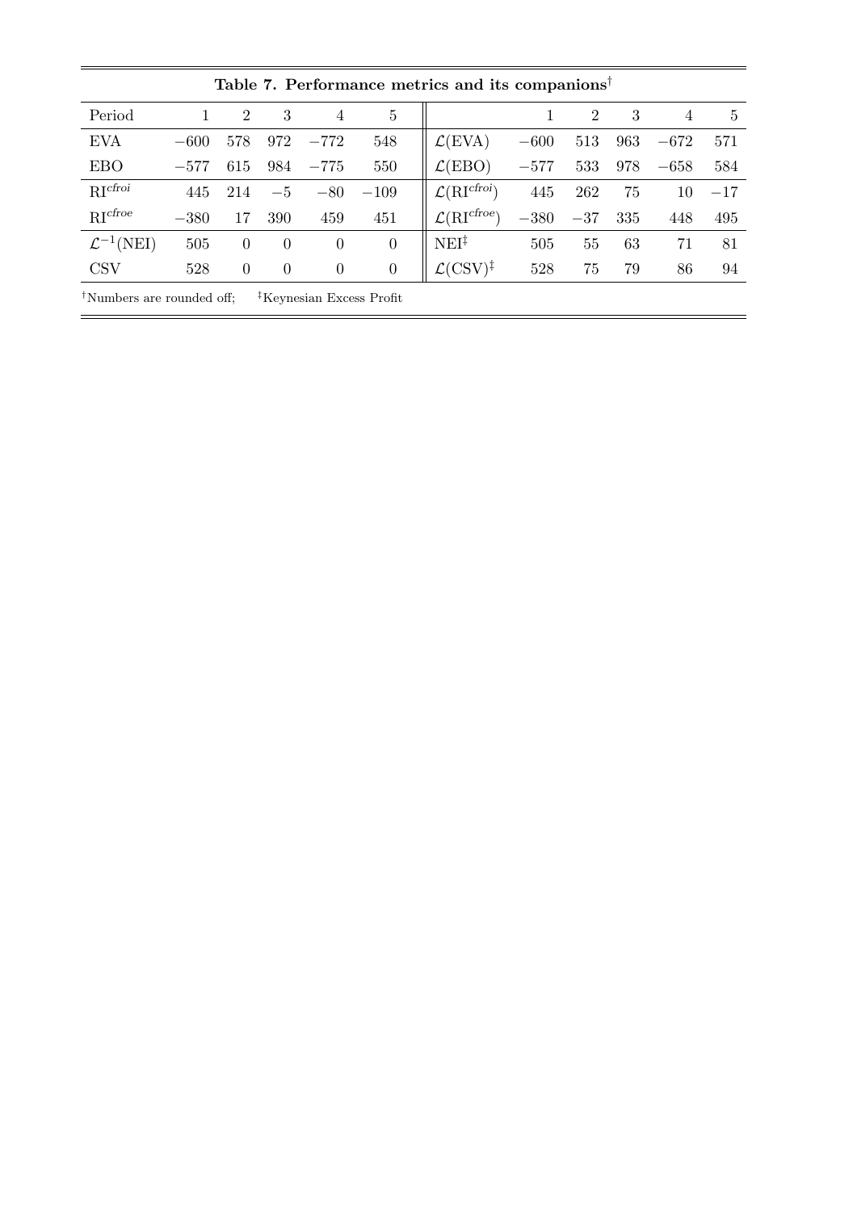**Table 7. Performance metrics and its companions[†]**

| Period | 1 | 2 | 3 | 4 | 5 | | 1 | 2 | 3 | 4 | 5 |
|---|---|---|---|---|---|---|---|---|---|---|---|
| EVA | −600 | 578 | 972 | −772 | 548 | $\mathcal{L}$(EVA) | −600 | 513 | 963 | −672 | 571 |
| EBO | −577 | 615 | 984 | −775 | 550 | $\mathcal{L}$(EBO) | −577 | 533 | 978 | −658 | 584 |
| $\text{RI}^{cfroi}$ | 445 | 214 | −5 | −80 | −109 | $\mathcal{L}(\text{RI}^{cfroi})$ | 445 | 262 | 75 | 10 | −17 |
| $\text{RI}^{cfroe}$ | −380 | 17 | 390 | 459 | 451 | $\mathcal{L}(\text{RI}^{cfroe})$ | −380 | −37 | 335 | 448 | 495 |
| $\mathcal{L}^{-1}$(NEI) | 505 | 0 | 0 | 0 | 0 | NEI[‡] | 505 | 55 | 63 | 71 | 81 |
| CSV | 528 | 0 | 0 | 0 | 0 | $\mathcal{L}$(CSV)[‡] | 528 | 75 | 79 | 86 | 94 |

[†]Numbers are rounded off; [‡]Keynesian Excess Profit